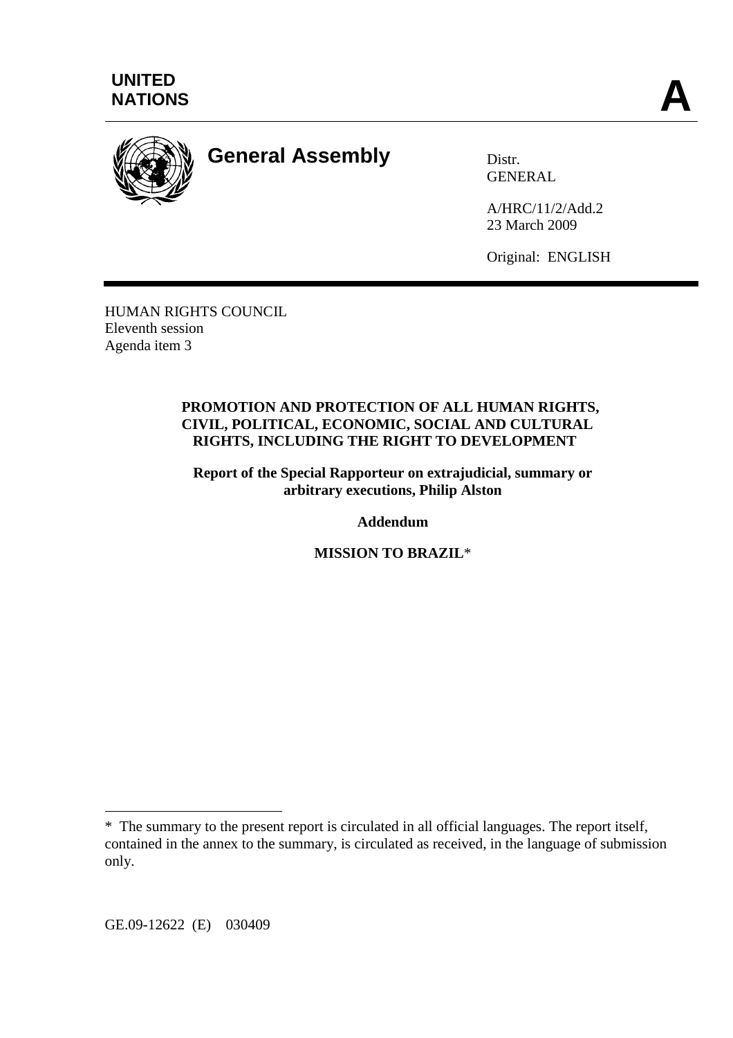UNITED NATIONS

# A

# General Assembly

Distr.
GENERAL

A/HRC/11/2/Add.2
23 March 2009

Original: ENGLISH

HUMAN RIGHTS COUNCIL
Eleventh session
Agenda item 3

**PROMOTION AND PROTECTION OF ALL HUMAN RIGHTS, CIVIL, POLITICAL, ECONOMIC, SOCIAL AND CULTURAL RIGHTS, INCLUDING THE RIGHT TO DEVELOPMENT**

**Report of the Special Rapporteur on extrajudicial, summary or arbitrary executions, Philip Alston**

**Addendum**

**MISSION TO BRAZIL***

---

* The summary to the present report is circulated in all official languages. The report itself, contained in the annex to the summary, is circulated as received, in the language of submission only.

GE.09-12622 (E) 030409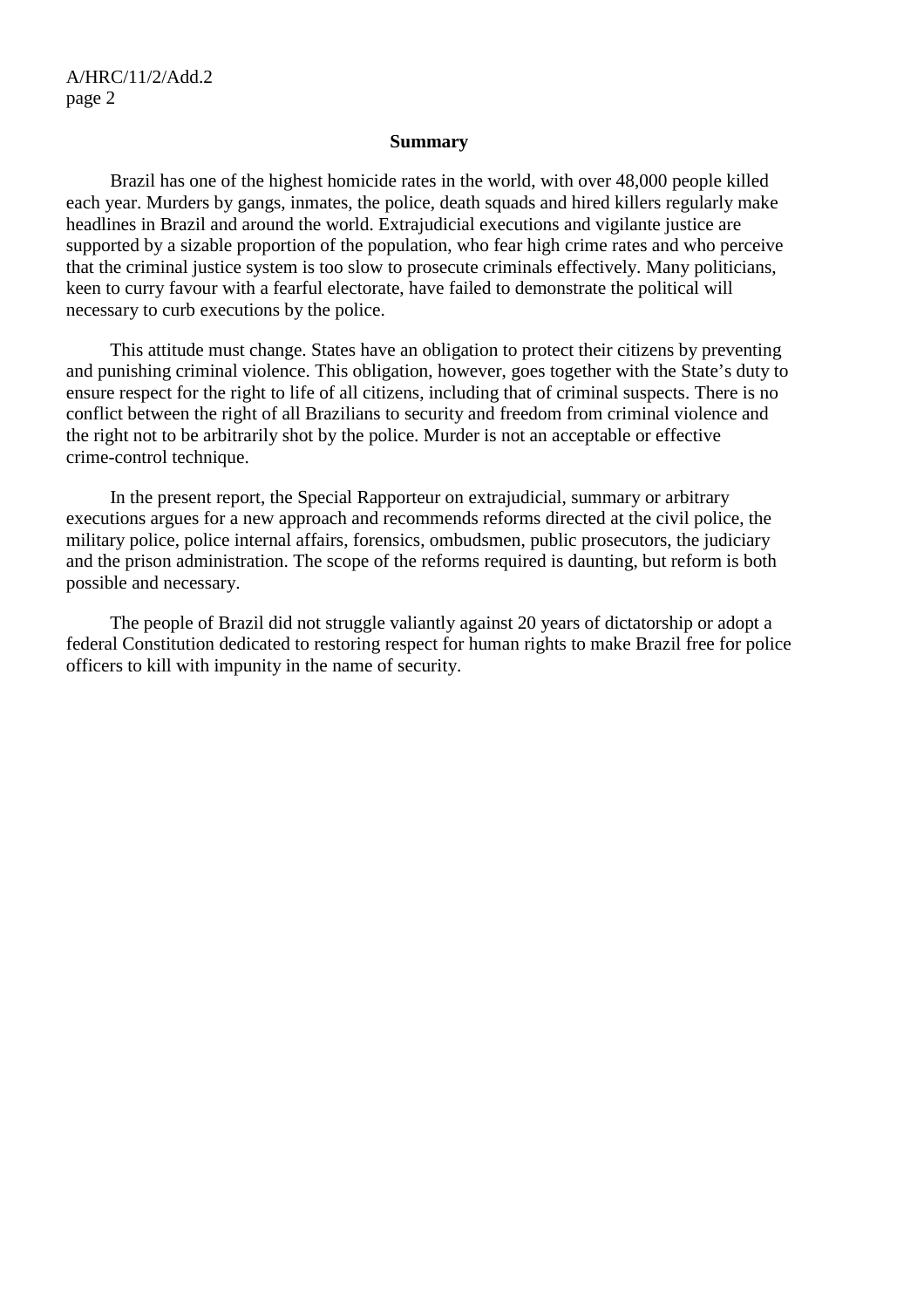## Summary

Brazil has one of the highest homicide rates in the world, with over 48,000 people killed each year. Murders by gangs, inmates, the police, death squads and hired killers regularly make headlines in Brazil and around the world. Extrajudicial executions and vigilante justice are supported by a sizable proportion of the population, who fear high crime rates and who perceive that the criminal justice system is too slow to prosecute criminals effectively. Many politicians, keen to curry favour with a fearful electorate, have failed to demonstrate the political will necessary to curb executions by the police.

This attitude must change. States have an obligation to protect their citizens by preventing and punishing criminal violence. This obligation, however, goes together with the State's duty to ensure respect for the right to life of all citizens, including that of criminal suspects. There is no conflict between the right of all Brazilians to security and freedom from criminal violence and the right not to be arbitrarily shot by the police. Murder is not an acceptable or effective crime-control technique.

In the present report, the Special Rapporteur on extrajudicial, summary or arbitrary executions argues for a new approach and recommends reforms directed at the civil police, the military police, police internal affairs, forensics, ombudsmen, public prosecutors, the judiciary and the prison administration. The scope of the reforms required is daunting, but reform is both possible and necessary.

The people of Brazil did not struggle valiantly against 20 years of dictatorship or adopt a federal Constitution dedicated to restoring respect for human rights to make Brazil free for police officers to kill with impunity in the name of security.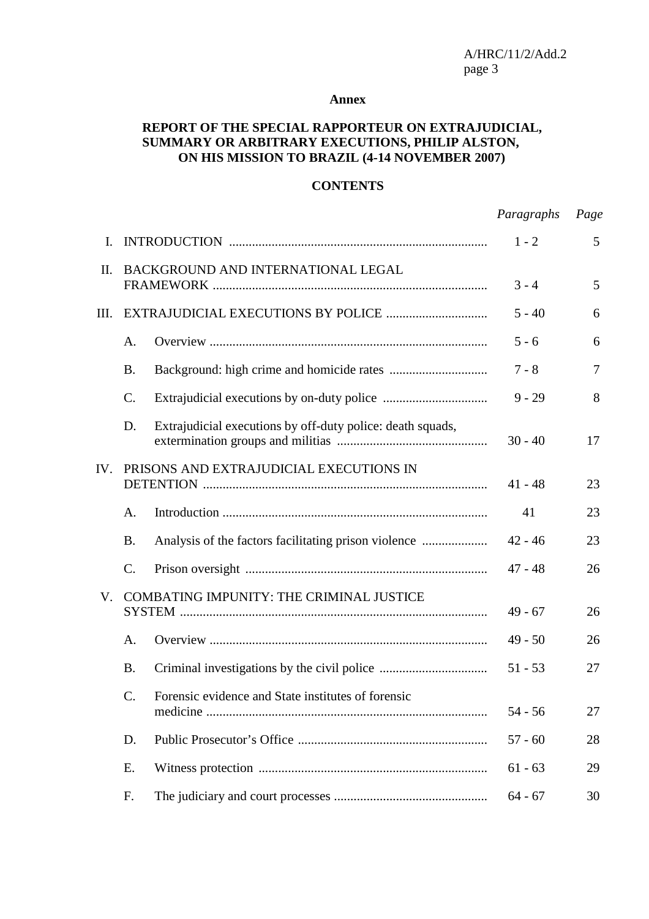**Annex**

# REPORT OF THE SPECIAL RAPPORTEUR ON EXTRAJUDICIAL, SUMMARY OR ARBITRARY EXECUTIONS, PHILIP ALSTON, ON HIS MISSION TO BRAZIL (4-14 NOVEMBER 2007)

## CONTENTS

| | | *Paragraphs* | *Page* |
|---|---|---|---|
| I. | INTRODUCTION | 1 - 2 | 5 |
| II. | BACKGROUND AND INTERNATIONAL LEGAL FRAMEWORK | 3 - 4 | 5 |
| III. | EXTRAJUDICIAL EXECUTIONS BY POLICE | 5 - 40 | 6 |
| | A. Overview | 5 - 6 | 6 |
| | B. Background: high crime and homicide rates | 7 - 8 | 7 |
| | C. Extrajudicial executions by on-duty police | 9 - 29 | 8 |
| | D. Extrajudicial executions by off-duty police: death squads, extermination groups and militias | 30 - 40 | 17 |
| IV. | PRISONS AND EXTRAJUDICIAL EXECUTIONS IN DETENTION | 41 - 48 | 23 |
| | A. Introduction | 41 | 23 |
| | B. Analysis of the factors facilitating prison violence | 42 - 46 | 23 |
| | C. Prison oversight | 47 - 48 | 26 |
| V. | COMBATING IMPUNITY: THE CRIMINAL JUSTICE SYSTEM | 49 - 67 | 26 |
| | A. Overview | 49 - 50 | 26 |
| | B. Criminal investigations by the civil police | 51 - 53 | 27 |
| | C. Forensic evidence and State institutes of forensic medicine | 54 - 56 | 27 |
| | D. Public Prosecutor’s Office | 57 - 60 | 28 |
| | E. Witness protection | 61 - 63 | 29 |
| | F. The judiciary and court processes | 64 - 67 | 30 |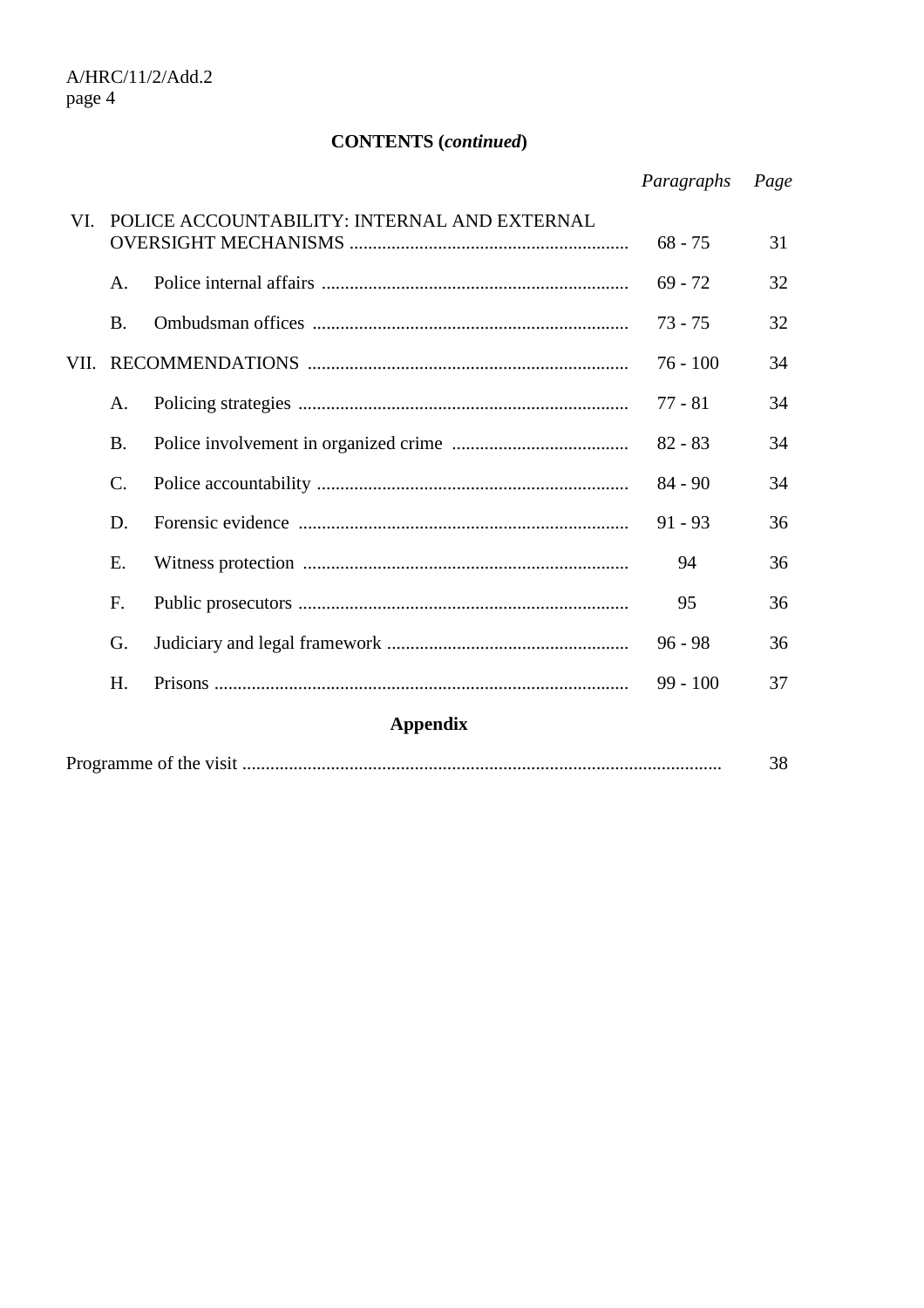**CONTENTS (*continued*)**

| | | *Paragraphs* | *Page* |
|---|---|---|---|
| VI. | POLICE ACCOUNTABILITY: INTERNAL AND EXTERNAL OVERSIGHT MECHANISMS | 68 - 75 | 31 |
| | A. Police internal affairs | 69 - 72 | 32 |
| | B. Ombudsman offices | 73 - 75 | 32 |
| VII. | RECOMMENDATIONS | 76 - 100 | 34 |
| | A. Policing strategies | 77 - 81 | 34 |
| | B. Police involvement in organized crime | 82 - 83 | 34 |
| | C. Police accountability | 84 - 90 | 34 |
| | D. Forensic evidence | 91 - 93 | 36 |
| | E. Witness protection | 94 | 36 |
| | F. Public prosecutors | 95 | 36 |
| | G. Judiciary and legal framework | 96 - 98 | 36 |
| | H. Prisons | 99 - 100 | 37 |

**Appendix**

| | |
|---|---|
| Programme of the visit | 38 |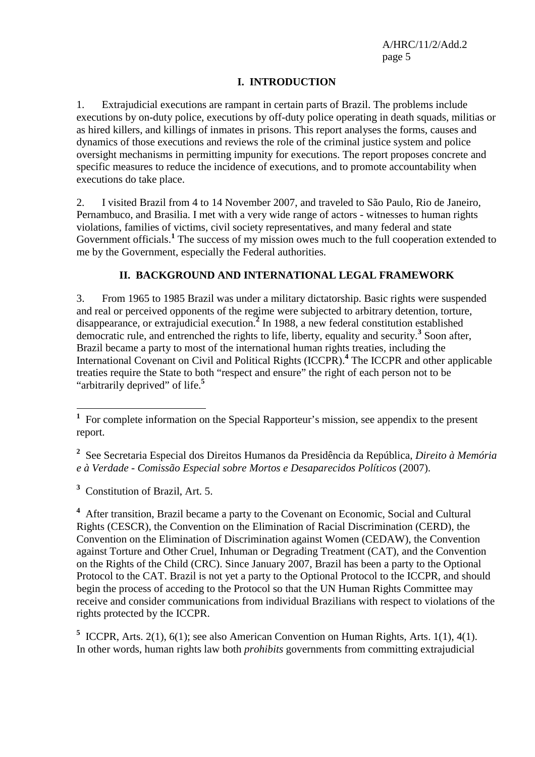## I. INTRODUCTION

1. Extrajudicial executions are rampant in certain parts of Brazil. The problems include executions by on-duty police, executions by off-duty police operating in death squads, militias or as hired killers, and killings of inmates in prisons. This report analyses the forms, causes and dynamics of those executions and reviews the role of the criminal justice system and police oversight mechanisms in permitting impunity for executions. The report proposes concrete and specific measures to reduce the incidence of executions, and to promote accountability when executions do take place.

2. I visited Brazil from 4 to 14 November 2007, and traveled to São Paulo, Rio de Janeiro, Pernambuco, and Brasilia. I met with a very wide range of actors - witnesses to human rights violations, families of victims, civil society representatives, and many federal and state Government officials.[1] The success of my mission owes much to the full cooperation extended to me by the Government, especially the Federal authorities.

## II. BACKGROUND AND INTERNATIONAL LEGAL FRAMEWORK

3. From 1965 to 1985 Brazil was under a military dictatorship. Basic rights were suspended and real or perceived opponents of the regime were subjected to arbitrary detention, torture, disappearance, or extrajudicial execution.[2] In 1988, a new federal constitution established democratic rule, and entrenched the rights to life, liberty, equality and security.[3] Soon after, Brazil became a party to most of the international human rights treaties, including the International Covenant on Civil and Political Rights (ICCPR).[4] The ICCPR and other applicable treaties require the State to both "respect and ensure" the right of each person not to be "arbitrarily deprived" of life.[5]

---

[1] For complete information on the Special Rapporteur's mission, see appendix to the present report.

[2] See Secretaria Especial dos Direitos Humanos da Presidência da República, *Direito à Memória e à Verdade - Comissão Especial sobre Mortos e Desaparecidos Políticos* (2007).

[3] Constitution of Brazil, Art. 5.

[4] After transition, Brazil became a party to the Covenant on Economic, Social and Cultural Rights (CESCR), the Convention on the Elimination of Racial Discrimination (CERD), the Convention on the Elimination of Discrimination against Women (CEDAW), the Convention against Torture and Other Cruel, Inhuman or Degrading Treatment (CAT), and the Convention on the Rights of the Child (CRC). Since January 2007, Brazil has been a party to the Optional Protocol to the CAT. Brazil is not yet a party to the Optional Protocol to the ICCPR, and should begin the process of acceding to the Protocol so that the UN Human Rights Committee may receive and consider communications from individual Brazilians with respect to violations of the rights protected by the ICCPR.

[5] ICCPR, Arts. 2(1), 6(1); see also American Convention on Human Rights, Arts. 1(1), 4(1). In other words, human rights law both *prohibits* governments from committing extrajudicial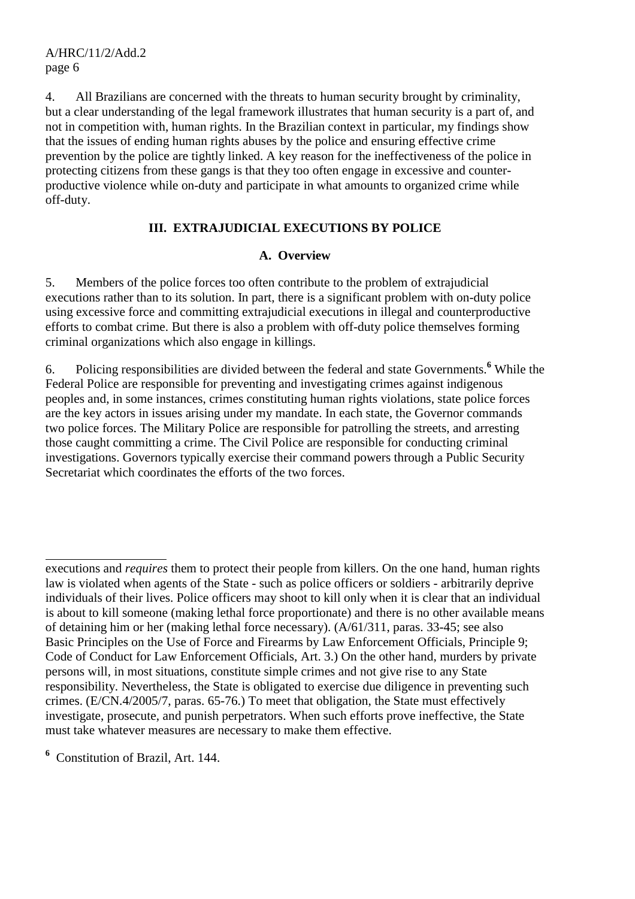4. All Brazilians are concerned with the threats to human security brought by criminality, but a clear understanding of the legal framework illustrates that human security is a part of, and not in competition with, human rights. In the Brazilian context in particular, my findings show that the issues of ending human rights abuses by the police and ensuring effective crime prevention by the police are tightly linked. A key reason for the ineffectiveness of the police in protecting citizens from these gangs is that they too often engage in excessive and counter-productive violence while on-duty and participate in what amounts to organized crime while off-duty.

## III. EXTRAJUDICIAL EXECUTIONS BY POLICE

### A. Overview

5. Members of the police forces too often contribute to the problem of extrajudicial executions rather than to its solution. In part, there is a significant problem with on-duty police using excessive force and committing extrajudicial executions in illegal and counterproductive efforts to combat crime. But there is also a problem with off-duty police themselves forming criminal organizations which also engage in killings.

6. Policing responsibilities are divided between the federal and state Governments.[6] While the Federal Police are responsible for preventing and investigating crimes against indigenous peoples and, in some instances, crimes constituting human rights violations, state police forces are the key actors in issues arising under my mandate. In each state, the Governor commands two police forces. The Military Police are responsible for patrolling the streets, and arresting those caught committing a crime. The Civil Police are responsible for conducting criminal investigations. Governors typically exercise their command powers through a Public Security Secretariat which coordinates the efforts of the two forces.

---

executions and *requires* them to protect their people from killers. On the one hand, human rights law is violated when agents of the State - such as police officers or soldiers - arbitrarily deprive individuals of their lives. Police officers may shoot to kill only when it is clear that an individual is about to kill someone (making lethal force proportionate) and there is no other available means of detaining him or her (making lethal force necessary). (A/61/311, paras. 33-45; see also Basic Principles on the Use of Force and Firearms by Law Enforcement Officials, Principle 9; Code of Conduct for Law Enforcement Officials, Art. 3.) On the other hand, murders by private persons will, in most situations, constitute simple crimes and not give rise to any State responsibility. Nevertheless, the State is obligated to exercise due diligence in preventing such crimes. (E/CN.4/2005/7, paras. 65-76.) To meet that obligation, the State must effectively investigate, prosecute, and punish perpetrators. When such efforts prove ineffective, the State must take whatever measures are necessary to make them effective.

[6] Constitution of Brazil, Art. 144.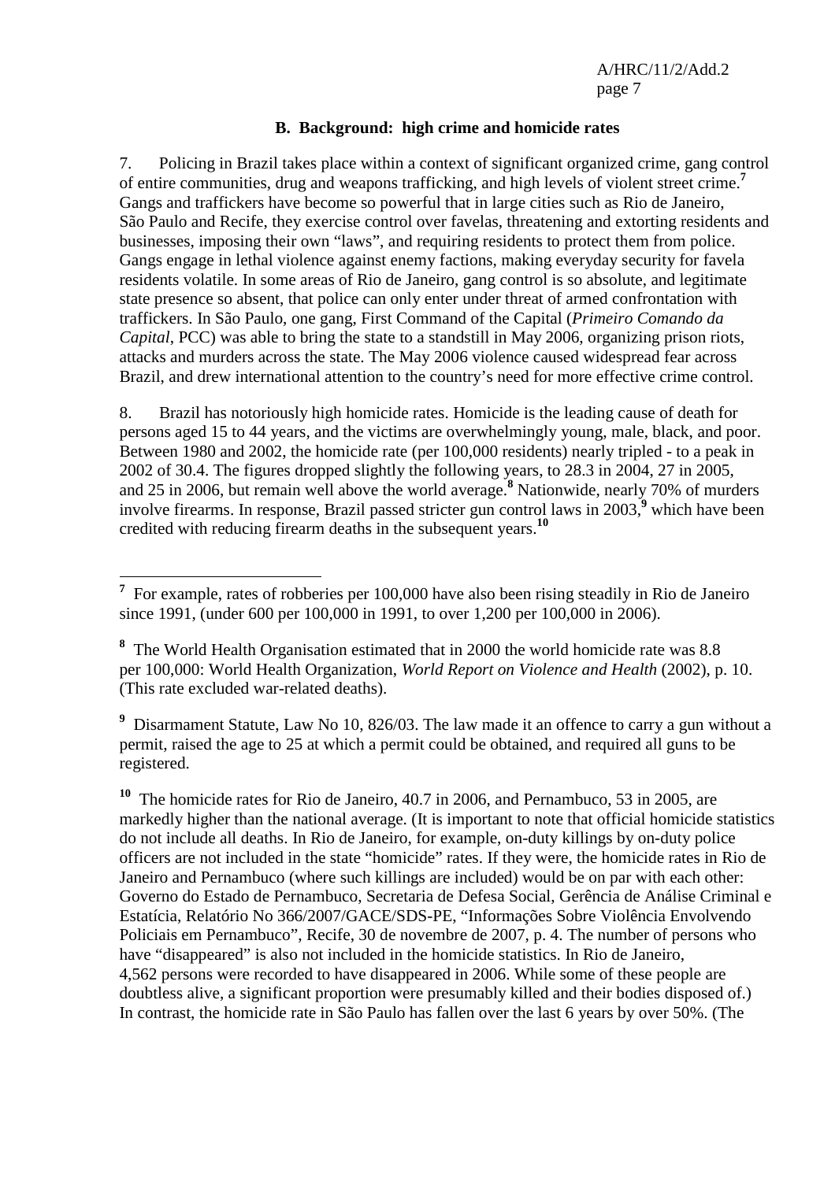## B. Background: high crime and homicide rates

7. Policing in Brazil takes place within a context of significant organized crime, gang control of entire communities, drug and weapons trafficking, and high levels of violent street crime.[7] Gangs and traffickers have become so powerful that in large cities such as Rio de Janeiro, São Paulo and Recife, they exercise control over favelas, threatening and extorting residents and businesses, imposing their own "laws", and requiring residents to protect them from police. Gangs engage in lethal violence against enemy factions, making everyday security for favela residents volatile. In some areas of Rio de Janeiro, gang control is so absolute, and legitimate state presence so absent, that police can only enter under threat of armed confrontation with traffickers. In São Paulo, one gang, First Command of the Capital (*Primeiro Comando da Capital*, PCC) was able to bring the state to a standstill in May 2006, organizing prison riots, attacks and murders across the state. The May 2006 violence caused widespread fear across Brazil, and drew international attention to the country's need for more effective crime control.

8. Brazil has notoriously high homicide rates. Homicide is the leading cause of death for persons aged 15 to 44 years, and the victims are overwhelmingly young, male, black, and poor. Between 1980 and 2002, the homicide rate (per 100,000 residents) nearly tripled - to a peak in 2002 of 30.4. The figures dropped slightly the following years, to 28.3 in 2004, 27 in 2005, and 25 in 2006, but remain well above the world average.[8] Nationwide, nearly 70% of murders involve firearms. In response, Brazil passed stricter gun control laws in 2003,[9] which have been credited with reducing firearm deaths in the subsequent years.[10]

---

[7] For example, rates of robberies per 100,000 have also been rising steadily in Rio de Janeiro since 1991, (under 600 per 100,000 in 1991, to over 1,200 per 100,000 in 2006).

[8] The World Health Organisation estimated that in 2000 the world homicide rate was 8.8 per 100,000: World Health Organization, *World Report on Violence and Health* (2002), p. 10. (This rate excluded war-related deaths).

[9] Disarmament Statute, Law No 10, 826/03. The law made it an offence to carry a gun without a permit, raised the age to 25 at which a permit could be obtained, and required all guns to be registered.

[10] The homicide rates for Rio de Janeiro, 40.7 in 2006, and Pernambuco, 53 in 2005, are markedly higher than the national average. (It is important to note that official homicide statistics do not include all deaths. In Rio de Janeiro, for example, on-duty killings by on-duty police officers are not included in the state "homicide" rates. If they were, the homicide rates in Rio de Janeiro and Pernambuco (where such killings are included) would be on par with each other: Governo do Estado de Pernambuco, Secretaria de Defesa Social, Gerência de Análise Criminal e Estatícia, Relatório No 366/2007/GACE/SDS-PE, "Informações Sobre Violência Envolvendo Policiais em Pernambuco", Recife, 30 de novembre de 2007, p. 4. The number of persons who have "disappeared" is also not included in the homicide statistics. In Rio de Janeiro, 4,562 persons were recorded to have disappeared in 2006. While some of these people are doubtless alive, a significant proportion were presumably killed and their bodies disposed of.) In contrast, the homicide rate in São Paulo has fallen over the last 6 years by over 50%. (The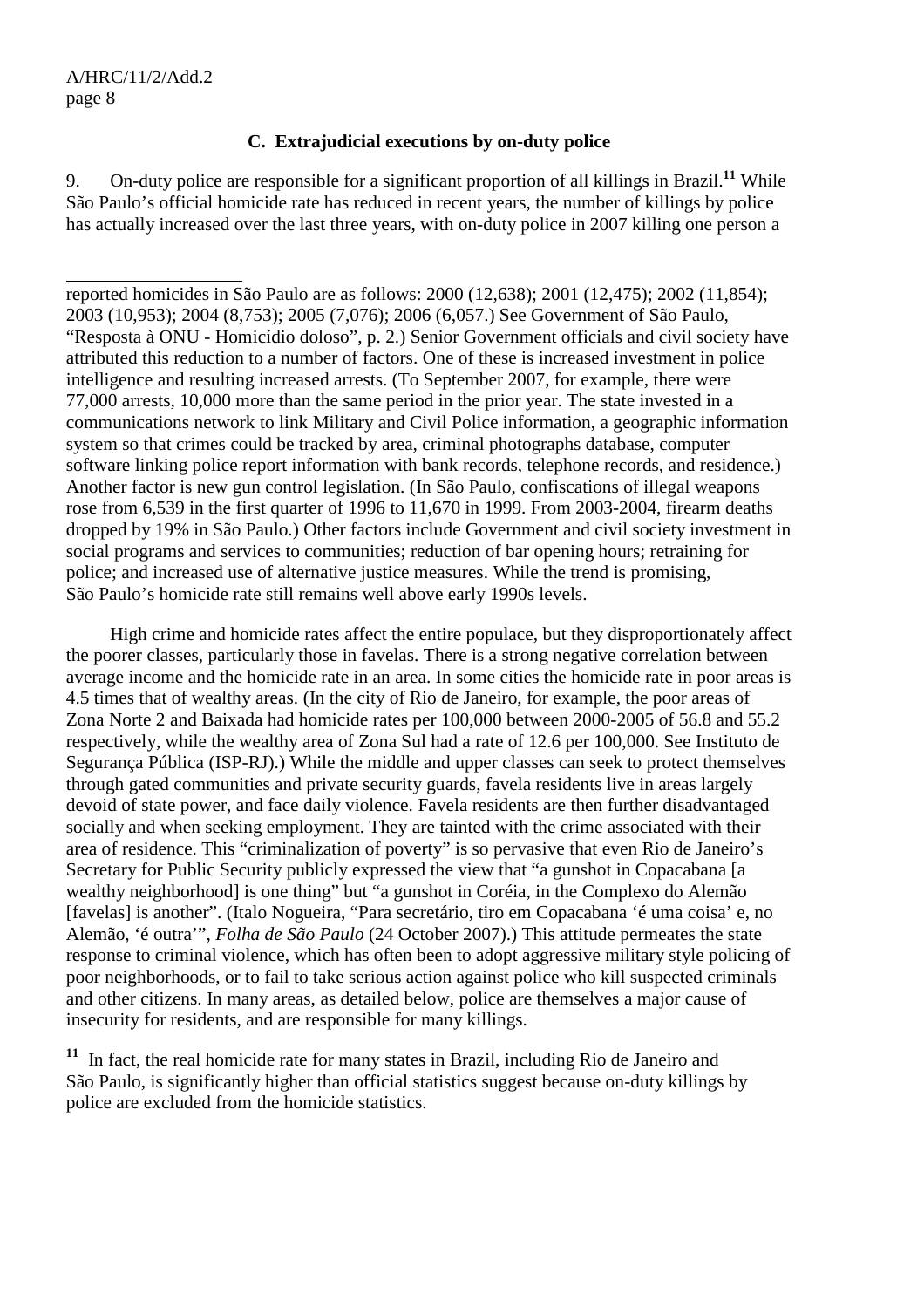### C. Extrajudicial executions by on-duty police

9. On-duty police are responsible for a significant proportion of all killings in Brazil.[11] While São Paulo's official homicide rate has reduced in recent years, the number of killings by police has actually increased over the last three years, with on-duty police in 2007 killing one person a

---

reported homicides in São Paulo are as follows: 2000 (12,638); 2001 (12,475); 2002 (11,854); 2003 (10,953); 2004 (8,753); 2005 (7,076); 2006 (6,057.) See Government of São Paulo, "Resposta à ONU - Homicídio doloso", p. 2.) Senior Government officials and civil society have attributed this reduction to a number of factors. One of these is increased investment in police intelligence and resulting increased arrests. (To September 2007, for example, there were 77,000 arrests, 10,000 more than the same period in the prior year. The state invested in a communications network to link Military and Civil Police information, a geographic information system so that crimes could be tracked by area, criminal photographs database, computer software linking police report information with bank records, telephone records, and residence.) Another factor is new gun control legislation. (In São Paulo, confiscations of illegal weapons rose from 6,539 in the first quarter of 1996 to 11,670 in 1999. From 2003-2004, firearm deaths dropped by 19% in São Paulo.) Other factors include Government and civil society investment in social programs and services to communities; reduction of bar opening hours; retraining for police; and increased use of alternative justice measures. While the trend is promising, São Paulo's homicide rate still remains well above early 1990s levels.

High crime and homicide rates affect the entire populace, but they disproportionately affect the poorer classes, particularly those in favelas. There is a strong negative correlation between average income and the homicide rate in an area. In some cities the homicide rate in poor areas is 4.5 times that of wealthy areas. (In the city of Rio de Janeiro, for example, the poor areas of Zona Norte 2 and Baixada had homicide rates per 100,000 between 2000-2005 of 56.8 and 55.2 respectively, while the wealthy area of Zona Sul had a rate of 12.6 per 100,000. See Instituto de Segurança Pública (ISP-RJ).) While the middle and upper classes can seek to protect themselves through gated communities and private security guards, favela residents live in areas largely devoid of state power, and face daily violence. Favela residents are then further disadvantaged socially and when seeking employment. They are tainted with the crime associated with their area of residence. This "criminalization of poverty" is so pervasive that even Rio de Janeiro's Secretary for Public Security publicly expressed the view that "a gunshot in Copacabana [a wealthy neighborhood] is one thing" but "a gunshot in Coréia, in the Complexo do Alemão [favelas] is another". (Italo Nogueira, "Para secretário, tiro em Copacabana 'é uma coisa' e, no Alemão, 'é outra'", *Folha de São Paulo* (24 October 2007).) This attitude permeates the state response to criminal violence, which has often been to adopt aggressive military style policing of poor neighborhoods, or to fail to take serious action against police who kill suspected criminals and other citizens. In many areas, as detailed below, police are themselves a major cause of insecurity for residents, and are responsible for many killings.

[11] In fact, the real homicide rate for many states in Brazil, including Rio de Janeiro and São Paulo, is significantly higher than official statistics suggest because on-duty killings by police are excluded from the homicide statistics.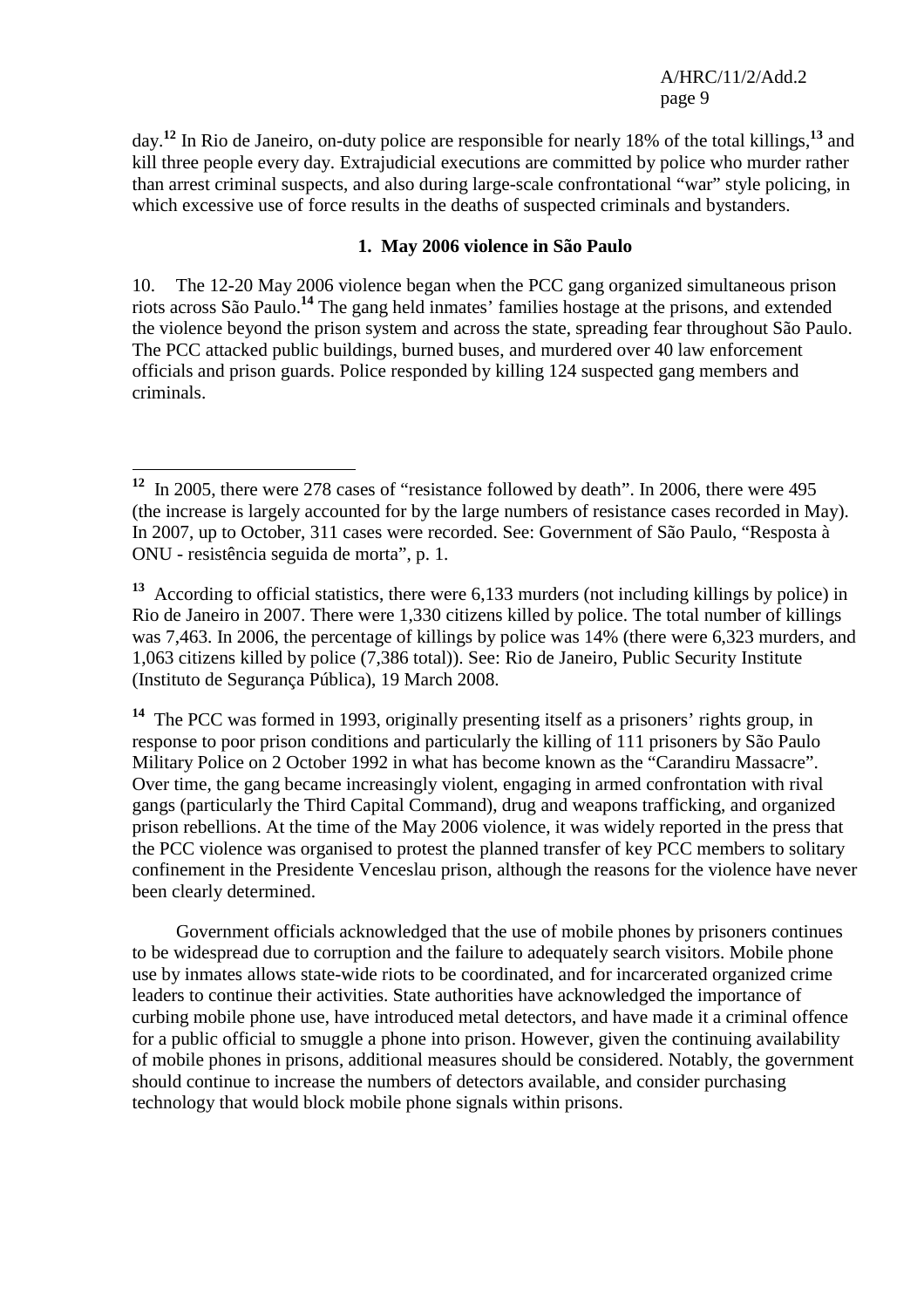day.[12] In Rio de Janeiro, on-duty police are responsible for nearly 18% of the total killings,[13] and kill three people every day. Extrajudicial executions are committed by police who murder rather than arrest criminal suspects, and also during large-scale confrontational "war" style policing, in which excessive use of force results in the deaths of suspected criminals and bystanders.

### 1. May 2006 violence in São Paulo

10. The 12-20 May 2006 violence began when the PCC gang organized simultaneous prison riots across São Paulo.[14] The gang held inmates' families hostage at the prisons, and extended the violence beyond the prison system and across the state, spreading fear throughout São Paulo. The PCC attacked public buildings, burned buses, and murdered over 40 law enforcement officials and prison guards. Police responded by killing 124 suspected gang members and criminals.

---

[12] In 2005, there were 278 cases of "resistance followed by death". In 2006, there were 495 (the increase is largely accounted for by the large numbers of resistance cases recorded in May). In 2007, up to October, 311 cases were recorded. See: Government of São Paulo, "Resposta à ONU - resistência seguida de morta", p. 1.

[13] According to official statistics, there were 6,133 murders (not including killings by police) in Rio de Janeiro in 2007. There were 1,330 citizens killed by police. The total number of killings was 7,463. In 2006, the percentage of killings by police was 14% (there were 6,323 murders, and 1,063 citizens killed by police (7,386 total)). See: Rio de Janeiro, Public Security Institute (Instituto de Segurança Pública), 19 March 2008.

[14] The PCC was formed in 1993, originally presenting itself as a prisoners' rights group, in response to poor prison conditions and particularly the killing of 111 prisoners by São Paulo Military Police on 2 October 1992 in what has become known as the "Carandiru Massacre". Over time, the gang became increasingly violent, engaging in armed confrontation with rival gangs (particularly the Third Capital Command), drug and weapons trafficking, and organized prison rebellions. At the time of the May 2006 violence, it was widely reported in the press that the PCC violence was organised to protest the planned transfer of key PCC members to solitary confinement in the Presidente Venceslau prison, although the reasons for the violence have never been clearly determined.

Government officials acknowledged that the use of mobile phones by prisoners continues to be widespread due to corruption and the failure to adequately search visitors. Mobile phone use by inmates allows state-wide riots to be coordinated, and for incarcerated organized crime leaders to continue their activities. State authorities have acknowledged the importance of curbing mobile phone use, have introduced metal detectors, and have made it a criminal offence for a public official to smuggle a phone into prison. However, given the continuing availability of mobile phones in prisons, additional measures should be considered. Notably, the government should continue to increase the numbers of detectors available, and consider purchasing technology that would block mobile phone signals within prisons.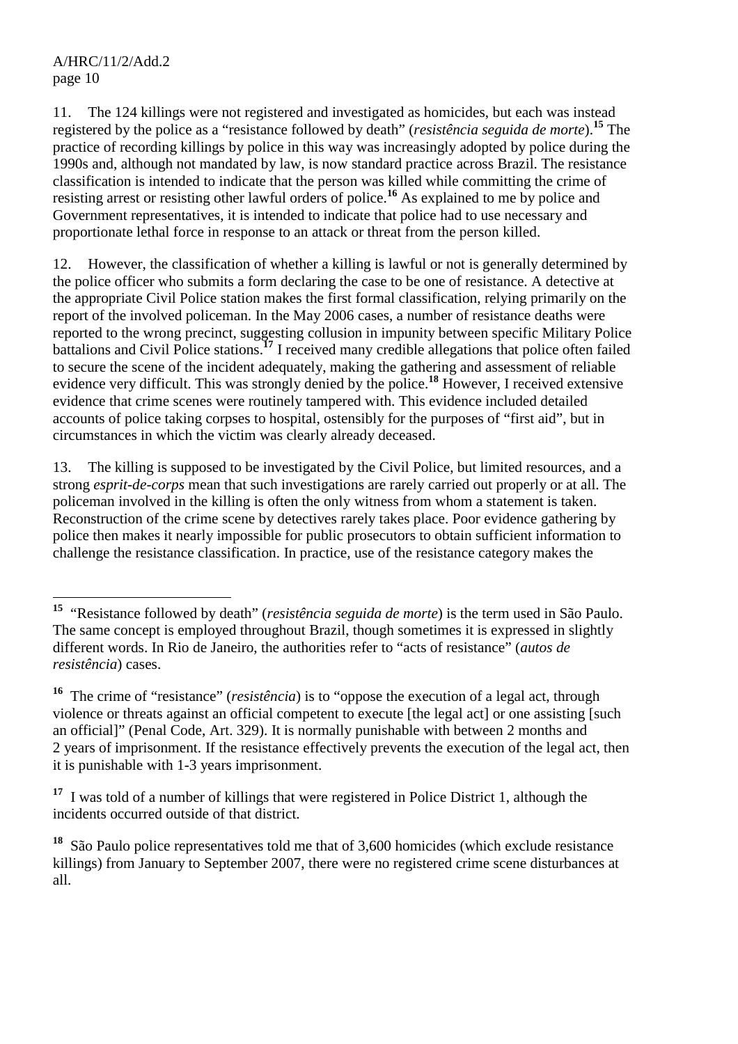11. The 124 killings were not registered and investigated as homicides, but each was instead registered by the police as a "resistance followed by death" (*resistência seguida de morte*).[15] The practice of recording killings by police in this way was increasingly adopted by police during the 1990s and, although not mandated by law, is now standard practice across Brazil. The resistance classification is intended to indicate that the person was killed while committing the crime of resisting arrest or resisting other lawful orders of police.[16] As explained to me by police and Government representatives, it is intended to indicate that police had to use necessary and proportionate lethal force in response to an attack or threat from the person killed.

12. However, the classification of whether a killing is lawful or not is generally determined by the police officer who submits a form declaring the case to be one of resistance. A detective at the appropriate Civil Police station makes the first formal classification, relying primarily on the report of the involved policeman. In the May 2006 cases, a number of resistance deaths were reported to the wrong precinct, suggesting collusion in impunity between specific Military Police battalions and Civil Police stations.[17] I received many credible allegations that police often failed to secure the scene of the incident adequately, making the gathering and assessment of reliable evidence very difficult. This was strongly denied by the police.[18] However, I received extensive evidence that crime scenes were routinely tampered with. This evidence included detailed accounts of police taking corpses to hospital, ostensibly for the purposes of "first aid", but in circumstances in which the victim was clearly already deceased.

13. The killing is supposed to be investigated by the Civil Police, but limited resources, and a strong *esprit-de-corps* mean that such investigations are rarely carried out properly or at all. The policeman involved in the killing is often the only witness from whom a statement is taken. Reconstruction of the crime scene by detectives rarely takes place. Poor evidence gathering by police then makes it nearly impossible for public prosecutors to obtain sufficient information to challenge the resistance classification. In practice, use of the resistance category makes the

---

[15] "Resistance followed by death" (*resistência seguida de morte*) is the term used in São Paulo. The same concept is employed throughout Brazil, though sometimes it is expressed in slightly different words. In Rio de Janeiro, the authorities refer to "acts of resistance" (*autos de resistência*) cases.

[16] The crime of "resistance" (*resistência*) is to "oppose the execution of a legal act, through violence or threats against an official competent to execute [the legal act] or one assisting [such an official]" (Penal Code, Art. 329). It is normally punishable with between 2 months and 2 years of imprisonment. If the resistance effectively prevents the execution of the legal act, then it is punishable with 1-3 years imprisonment.

[17] I was told of a number of killings that were registered in Police District 1, although the incidents occurred outside of that district.

[18] São Paulo police representatives told me that of 3,600 homicides (which exclude resistance killings) from January to September 2007, there were no registered crime scene disturbances at all.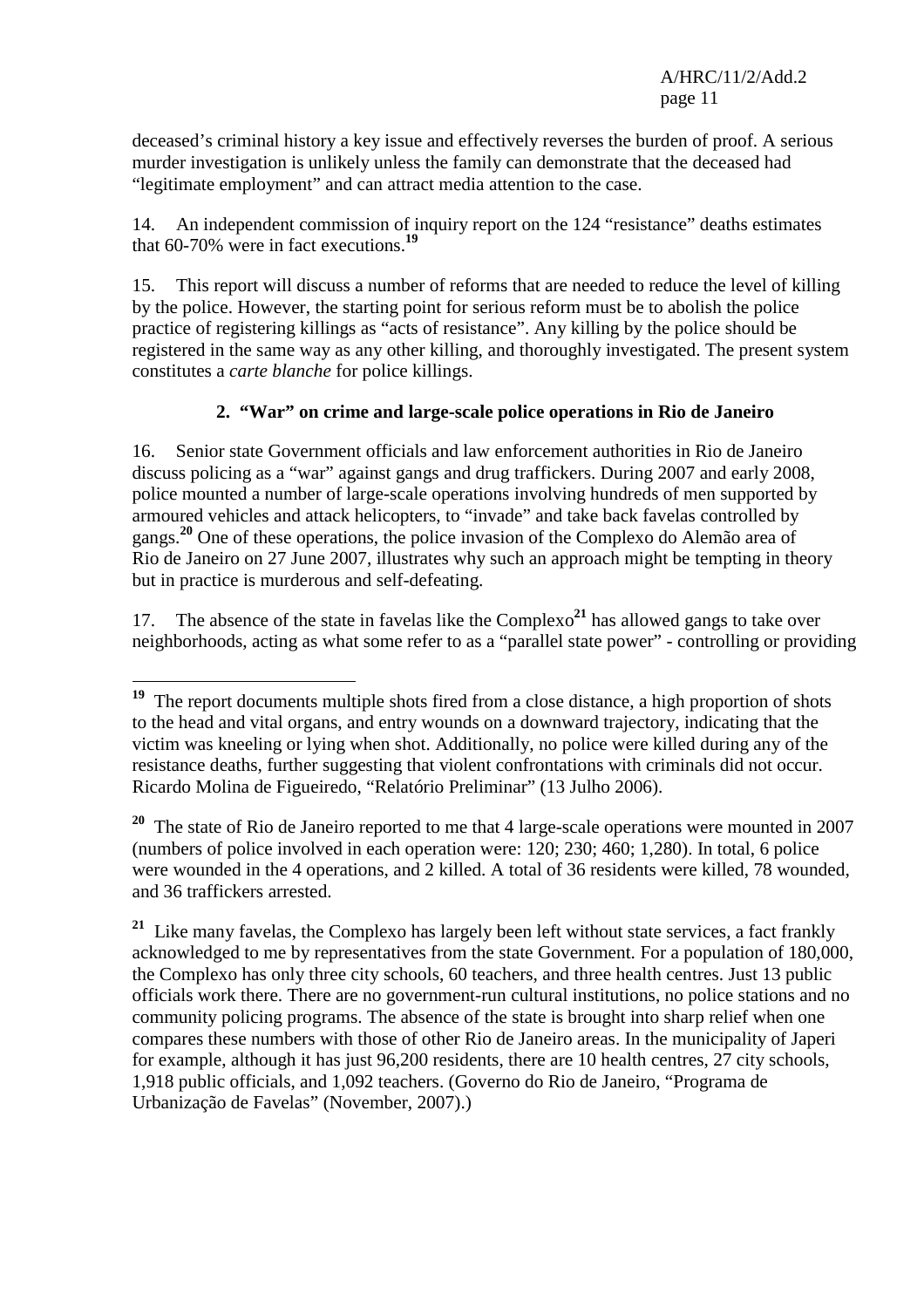deceased's criminal history a key issue and effectively reverses the burden of proof. A serious murder investigation is unlikely unless the family can demonstrate that the deceased had "legitimate employment" and can attract media attention to the case.

14. An independent commission of inquiry report on the 124 "resistance" deaths estimates that 60-70% were in fact executions.[19]

15. This report will discuss a number of reforms that are needed to reduce the level of killing by the police. However, the starting point for serious reform must be to abolish the police practice of registering killings as "acts of resistance". Any killing by the police should be registered in the same way as any other killing, and thoroughly investigated. The present system constitutes a *carte blanche* for police killings.

### 2. "War" on crime and large-scale police operations in Rio de Janeiro

16. Senior state Government officials and law enforcement authorities in Rio de Janeiro discuss policing as a "war" against gangs and drug traffickers. During 2007 and early 2008, police mounted a number of large-scale operations involving hundreds of men supported by armoured vehicles and attack helicopters, to "invade" and take back favelas controlled by gangs.[20] One of these operations, the police invasion of the Complexo do Alemão area of Rio de Janeiro on 27 June 2007, illustrates why such an approach might be tempting in theory but in practice is murderous and self-defeating.

17. The absence of the state in favelas like the Complexo[21] has allowed gangs to take over neighborhoods, acting as what some refer to as a "parallel state power" - controlling or providing

---

[19] The report documents multiple shots fired from a close distance, a high proportion of shots to the head and vital organs, and entry wounds on a downward trajectory, indicating that the victim was kneeling or lying when shot. Additionally, no police were killed during any of the resistance deaths, further suggesting that violent confrontations with criminals did not occur. Ricardo Molina de Figueiredo, "Relatório Preliminar" (13 Julho 2006).

[20] The state of Rio de Janeiro reported to me that 4 large-scale operations were mounted in 2007 (numbers of police involved in each operation were: 120; 230; 460; 1,280). In total, 6 police were wounded in the 4 operations, and 2 killed. A total of 36 residents were killed, 78 wounded, and 36 traffickers arrested.

[21] Like many favelas, the Complexo has largely been left without state services, a fact frankly acknowledged to me by representatives from the state Government. For a population of 180,000, the Complexo has only three city schools, 60 teachers, and three health centres. Just 13 public officials work there. There are no government-run cultural institutions, no police stations and no community policing programs. The absence of the state is brought into sharp relief when one compares these numbers with those of other Rio de Janeiro areas. In the municipality of Japeri for example, although it has just 96,200 residents, there are 10 health centres, 27 city schools, 1,918 public officials, and 1,092 teachers. (Governo do Rio de Janeiro, "Programa de Urbanização de Favelas" (November, 2007).)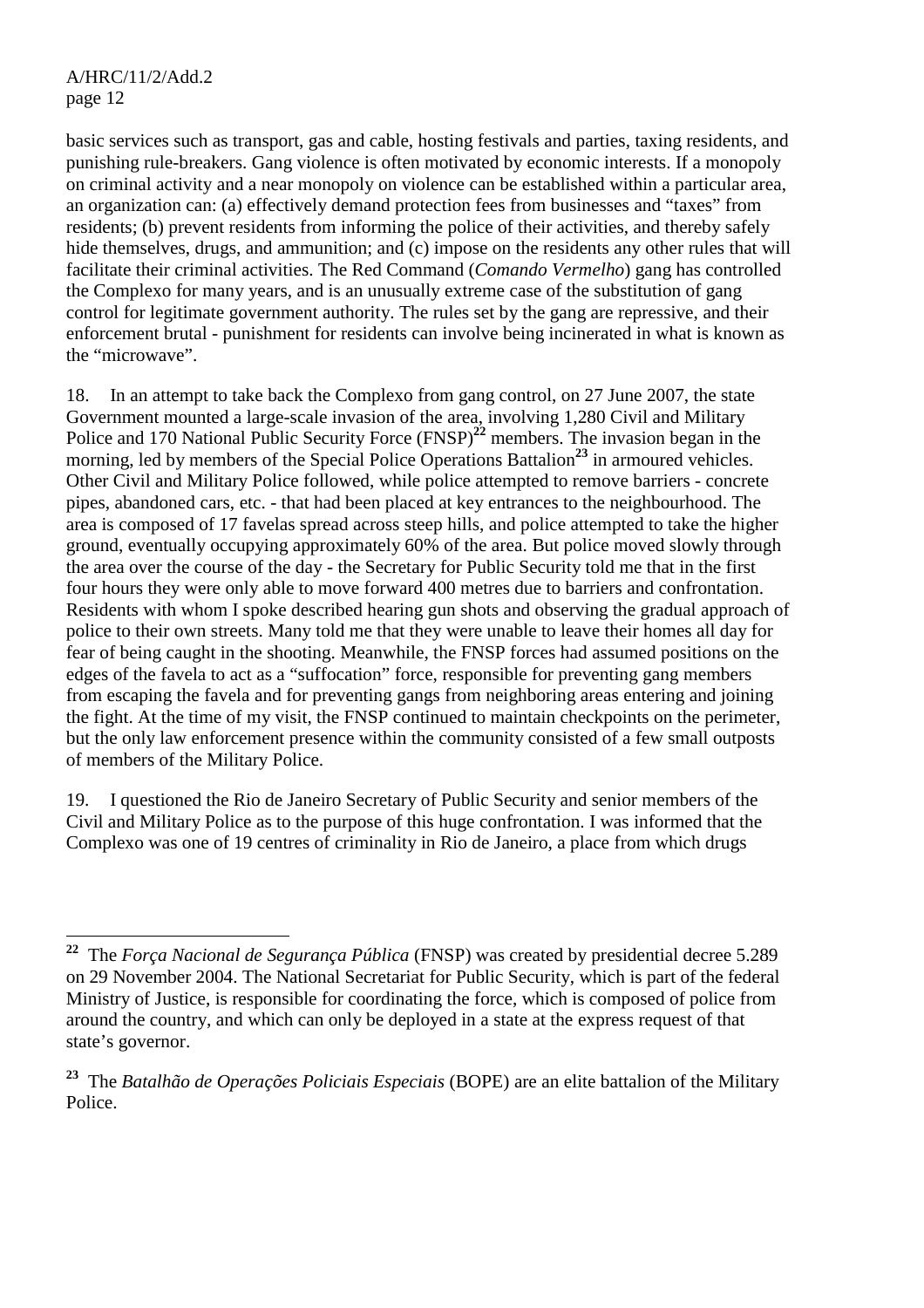basic services such as transport, gas and cable, hosting festivals and parties, taxing residents, and punishing rule-breakers. Gang violence is often motivated by economic interests. If a monopoly on criminal activity and a near monopoly on violence can be established within a particular area, an organization can: (a) effectively demand protection fees from businesses and "taxes" from residents; (b) prevent residents from informing the police of their activities, and thereby safely hide themselves, drugs, and ammunition; and (c) impose on the residents any other rules that will facilitate their criminal activities. The Red Command (*Comando Vermelho*) gang has controlled the Complexo for many years, and is an unusually extreme case of the substitution of gang control for legitimate government authority. The rules set by the gang are repressive, and their enforcement brutal - punishment for residents can involve being incinerated in what is known as the "microwave".

18. In an attempt to take back the Complexo from gang control, on 27 June 2007, the state Government mounted a large-scale invasion of the area, involving 1,280 Civil and Military Police and 170 National Public Security Force (FNSP)[22] members. The invasion began in the morning, led by members of the Special Police Operations Battalion[23] in armoured vehicles. Other Civil and Military Police followed, while police attempted to remove barriers - concrete pipes, abandoned cars, etc. - that had been placed at key entrances to the neighbourhood. The area is composed of 17 favelas spread across steep hills, and police attempted to take the higher ground, eventually occupying approximately 60% of the area. But police moved slowly through the area over the course of the day - the Secretary for Public Security told me that in the first four hours they were only able to move forward 400 metres due to barriers and confrontation. Residents with whom I spoke described hearing gun shots and observing the gradual approach of police to their own streets. Many told me that they were unable to leave their homes all day for fear of being caught in the shooting. Meanwhile, the FNSP forces had assumed positions on the edges of the favela to act as a "suffocation" force, responsible for preventing gang members from escaping the favela and for preventing gangs from neighboring areas entering and joining the fight. At the time of my visit, the FNSP continued to maintain checkpoints on the perimeter, but the only law enforcement presence within the community consisted of a few small outposts of members of the Military Police.

19. I questioned the Rio de Janeiro Secretary of Public Security and senior members of the Civil and Military Police as to the purpose of this huge confrontation. I was informed that the Complexo was one of 19 centres of criminality in Rio de Janeiro, a place from which drugs

---

[22] The *Força Nacional de Segurança Pública* (FNSP) was created by presidential decree 5.289 on 29 November 2004. The National Secretariat for Public Security, which is part of the federal Ministry of Justice, is responsible for coordinating the force, which is composed of police from around the country, and which can only be deployed in a state at the express request of that state's governor.

[23] The *Batalhão de Operações Policiais Especiais* (BOPE) are an elite battalion of the Military Police.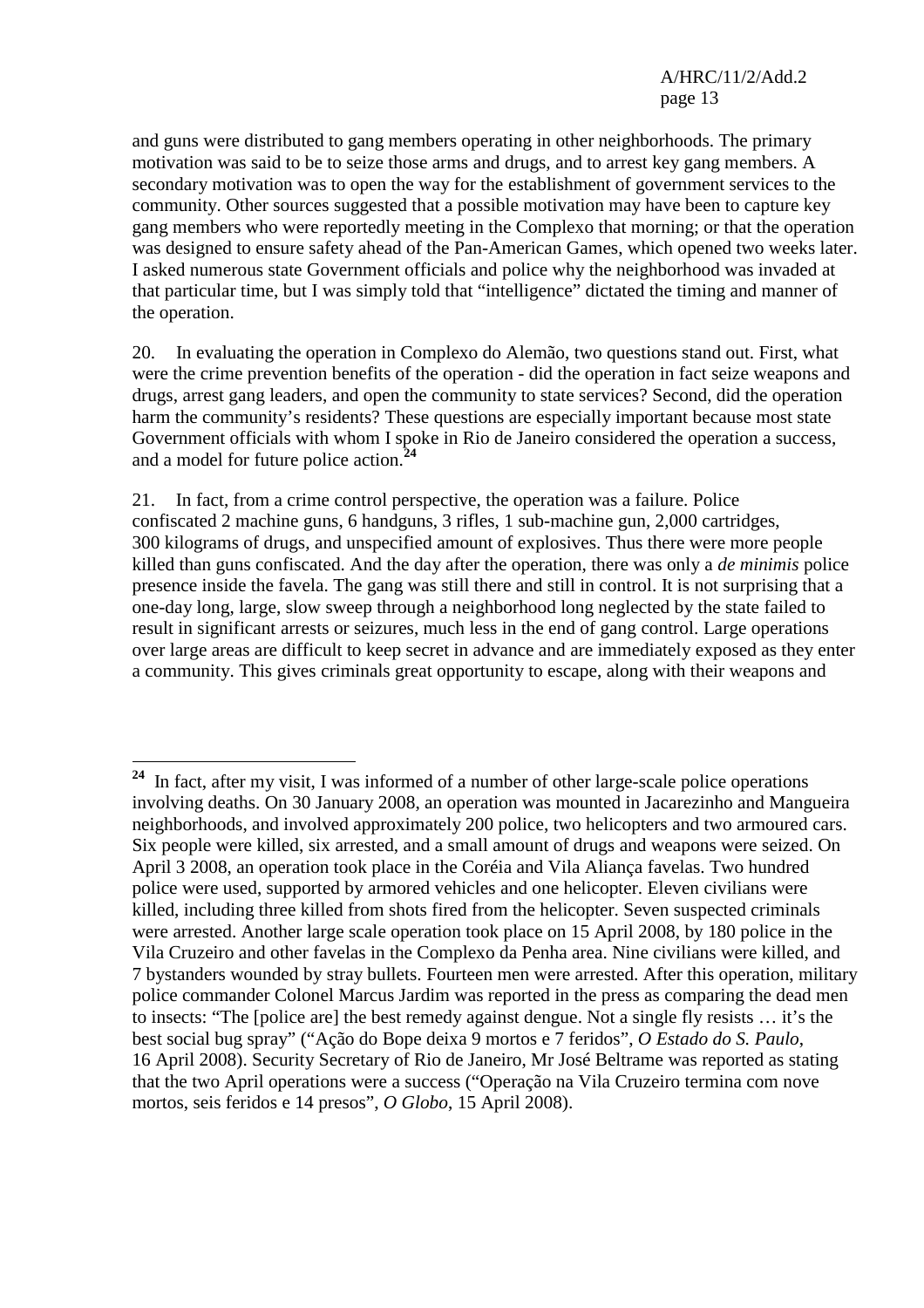and guns were distributed to gang members operating in other neighborhoods. The primary motivation was said to be to seize those arms and drugs, and to arrest key gang members. A secondary motivation was to open the way for the establishment of government services to the community. Other sources suggested that a possible motivation may have been to capture key gang members who were reportedly meeting in the Complexo that morning; or that the operation was designed to ensure safety ahead of the Pan-American Games, which opened two weeks later. I asked numerous state Government officials and police why the neighborhood was invaded at that particular time, but I was simply told that "intelligence" dictated the timing and manner of the operation.

20. In evaluating the operation in Complexo do Alemão, two questions stand out. First, what were the crime prevention benefits of the operation - did the operation in fact seize weapons and drugs, arrest gang leaders, and open the community to state services? Second, did the operation harm the community's residents? These questions are especially important because most state Government officials with whom I spoke in Rio de Janeiro considered the operation a success, and a model for future police action.[24]

21. In fact, from a crime control perspective, the operation was a failure. Police confiscated 2 machine guns, 6 handguns, 3 rifles, 1 sub-machine gun, 2,000 cartridges, 300 kilograms of drugs, and unspecified amount of explosives. Thus there were more people killed than guns confiscated. And the day after the operation, there was only a *de minimis* police presence inside the favela. The gang was still there and still in control. It is not surprising that a one-day long, large, slow sweep through a neighborhood long neglected by the state failed to result in significant arrests or seizures, much less in the end of gang control. Large operations over large areas are difficult to keep secret in advance and are immediately exposed as they enter a community. This gives criminals great opportunity to escape, along with their weapons and

---

[24] In fact, after my visit, I was informed of a number of other large-scale police operations involving deaths. On 30 January 2008, an operation was mounted in Jacarezinho and Mangueira neighborhoods, and involved approximately 200 police, two helicopters and two armoured cars. Six people were killed, six arrested, and a small amount of drugs and weapons were seized. On April 3 2008, an operation took place in the Coréia and Vila Aliança favelas. Two hundred police were used, supported by armored vehicles and one helicopter. Eleven civilians were killed, including three killed from shots fired from the helicopter. Seven suspected criminals were arrested. Another large scale operation took place on 15 April 2008, by 180 police in the Vila Cruzeiro and other favelas in the Complexo da Penha area. Nine civilians were killed, and 7 bystanders wounded by stray bullets. Fourteen men were arrested. After this operation, military police commander Colonel Marcus Jardim was reported in the press as comparing the dead men to insects: "The [police are] the best remedy against dengue. Not a single fly resists … it's the best social bug spray" ("Ação do Bope deixa 9 mortos e 7 feridos", *O Estado do S. Paulo*, 16 April 2008). Security Secretary of Rio de Janeiro, Mr José Beltrame was reported as stating that the two April operations were a success ("Operação na Vila Cruzeiro termina com nove mortos, seis feridos e 14 presos", *O Globo*, 15 April 2008).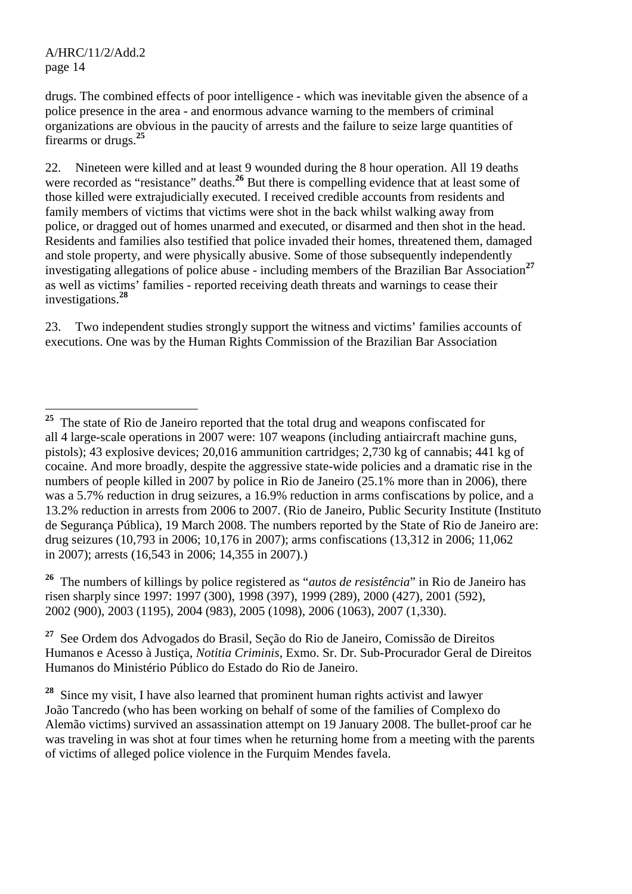drugs. The combined effects of poor intelligence - which was inevitable given the absence of a police presence in the area - and enormous advance warning to the members of criminal organizations are obvious in the paucity of arrests and the failure to seize large quantities of firearms or drugs.[25]

22. Nineteen were killed and at least 9 wounded during the 8 hour operation. All 19 deaths were recorded as "resistance" deaths.[26] But there is compelling evidence that at least some of those killed were extrajudicially executed. I received credible accounts from residents and family members of victims that victims were shot in the back whilst walking away from police, or dragged out of homes unarmed and executed, or disarmed and then shot in the head. Residents and families also testified that police invaded their homes, threatened them, damaged and stole property, and were physically abusive. Some of those subsequently independently investigating allegations of police abuse - including members of the Brazilian Bar Association[27] as well as victims' families - reported receiving death threats and warnings to cease their investigations.[28]

23. Two independent studies strongly support the witness and victims' families accounts of executions. One was by the Human Rights Commission of the Brazilian Bar Association

---

[25] The state of Rio de Janeiro reported that the total drug and weapons confiscated for all 4 large-scale operations in 2007 were: 107 weapons (including antiaircraft machine guns, pistols); 43 explosive devices; 20,016 ammunition cartridges; 2,730 kg of cannabis; 441 kg of cocaine. And more broadly, despite the aggressive state-wide policies and a dramatic rise in the numbers of people killed in 2007 by police in Rio de Janeiro (25.1% more than in 2006), there was a 5.7% reduction in drug seizures, a 16.9% reduction in arms confiscations by police, and a 13.2% reduction in arrests from 2006 to 2007. (Rio de Janeiro, Public Security Institute (Instituto de Segurança Pública), 19 March 2008. The numbers reported by the State of Rio de Janeiro are: drug seizures (10,793 in 2006; 10,176 in 2007); arms confiscations (13,312 in 2006; 11,062 in 2007); arrests (16,543 in 2006; 14,355 in 2007).)

[26] The numbers of killings by police registered as "*autos de resistência*" in Rio de Janeiro has risen sharply since 1997: 1997 (300), 1998 (397), 1999 (289), 2000 (427), 2001 (592), 2002 (900), 2003 (1195), 2004 (983), 2005 (1098), 2006 (1063), 2007 (1,330).

[27] See Ordem dos Advogados do Brasil, Seção do Rio de Janeiro, Comissão de Direitos Humanos e Acesso à Justiça, *Notitia Criminis*, Exmo. Sr. Dr. Sub-Procurador Geral de Direitos Humanos do Ministério Público do Estado do Rio de Janeiro.

[28] Since my visit, I have also learned that prominent human rights activist and lawyer João Tancredo (who has been working on behalf of some of the families of Complexo do Alemão victims) survived an assassination attempt on 19 January 2008. The bullet-proof car he was traveling in was shot at four times when he returning home from a meeting with the parents of victims of alleged police violence in the Furquim Mendes favela.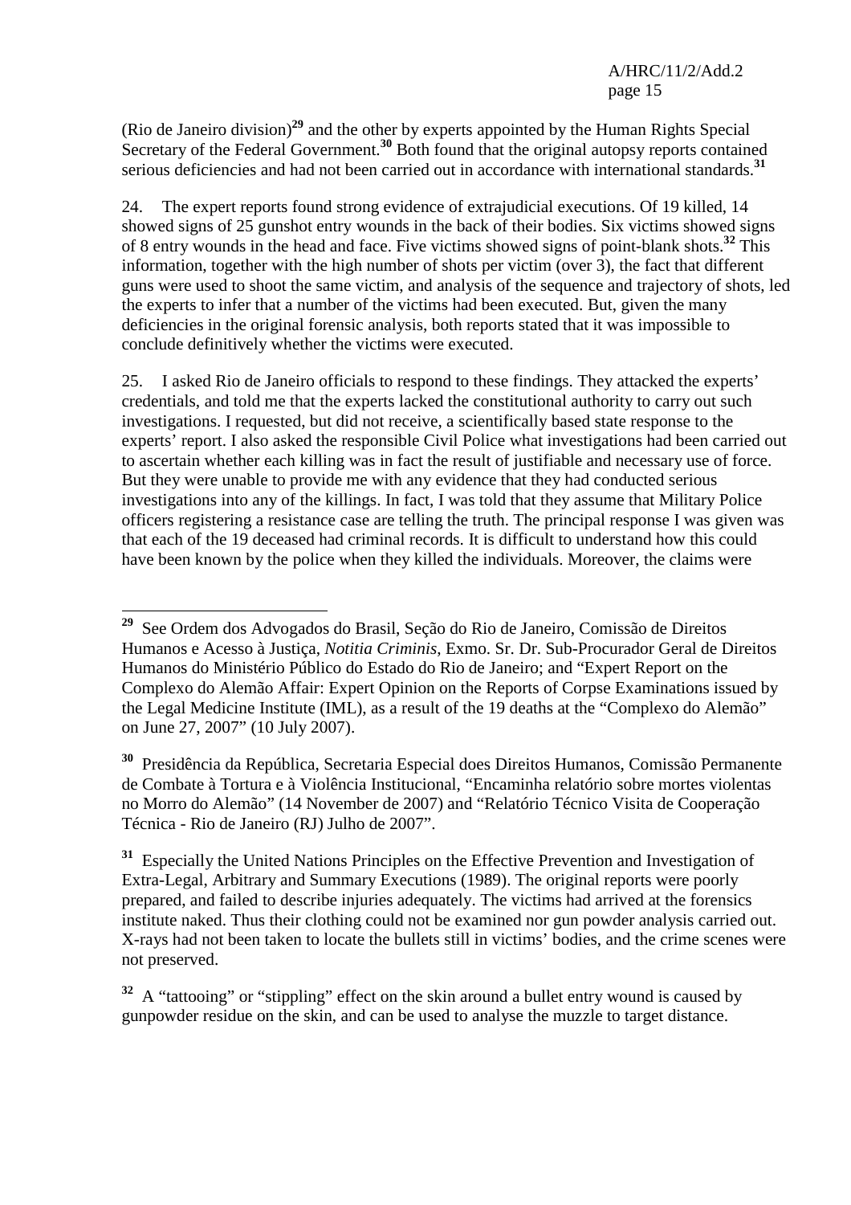(Rio de Janeiro division)[29] and the other by experts appointed by the Human Rights Special Secretary of the Federal Government.[30] Both found that the original autopsy reports contained serious deficiencies and had not been carried out in accordance with international standards.[31]

24. The expert reports found strong evidence of extrajudicial executions. Of 19 killed, 14 showed signs of 25 gunshot entry wounds in the back of their bodies. Six victims showed signs of 8 entry wounds in the head and face. Five victims showed signs of point-blank shots.[32] This information, together with the high number of shots per victim (over 3), the fact that different guns were used to shoot the same victim, and analysis of the sequence and trajectory of shots, led the experts to infer that a number of the victims had been executed. But, given the many deficiencies in the original forensic analysis, both reports stated that it was impossible to conclude definitively whether the victims were executed.

25. I asked Rio de Janeiro officials to respond to these findings. They attacked the experts' credentials, and told me that the experts lacked the constitutional authority to carry out such investigations. I requested, but did not receive, a scientifically based state response to the experts' report. I also asked the responsible Civil Police what investigations had been carried out to ascertain whether each killing was in fact the result of justifiable and necessary use of force. But they were unable to provide me with any evidence that they had conducted serious investigations into any of the killings. In fact, I was told that they assume that Military Police officers registering a resistance case are telling the truth. The principal response I was given was that each of the 19 deceased had criminal records. It is difficult to understand how this could have been known by the police when they killed the individuals. Moreover, the claims were

---

[29] See Ordem dos Advogados do Brasil, Seção do Rio de Janeiro, Comissão de Direitos Humanos e Acesso à Justiça, *Notitia Criminis*, Exmo. Sr. Dr. Sub-Procurador Geral de Direitos Humanos do Ministério Público do Estado do Rio de Janeiro; and "Expert Report on the Complexo do Alemão Affair: Expert Opinion on the Reports of Corpse Examinations issued by the Legal Medicine Institute (IML), as a result of the 19 deaths at the "Complexo do Alemão" on June 27, 2007" (10 July 2007).

[30] Presidência da República, Secretaria Especial does Direitos Humanos, Comissão Permanente de Combate à Tortura e à Violência Institucional, "Encaminha relatório sobre mortes violentas no Morro do Alemão" (14 November de 2007) and "Relatório Técnico Visita de Cooperação Técnica - Rio de Janeiro (RJ) Julho de 2007".

[31] Especially the United Nations Principles on the Effective Prevention and Investigation of Extra-Legal, Arbitrary and Summary Executions (1989). The original reports were poorly prepared, and failed to describe injuries adequately. The victims had arrived at the forensics institute naked. Thus their clothing could not be examined nor gun powder analysis carried out. X-rays had not been taken to locate the bullets still in victims' bodies, and the crime scenes were not preserved.

[32] A "tattooing" or "stippling" effect on the skin around a bullet entry wound is caused by gunpowder residue on the skin, and can be used to analyse the muzzle to target distance.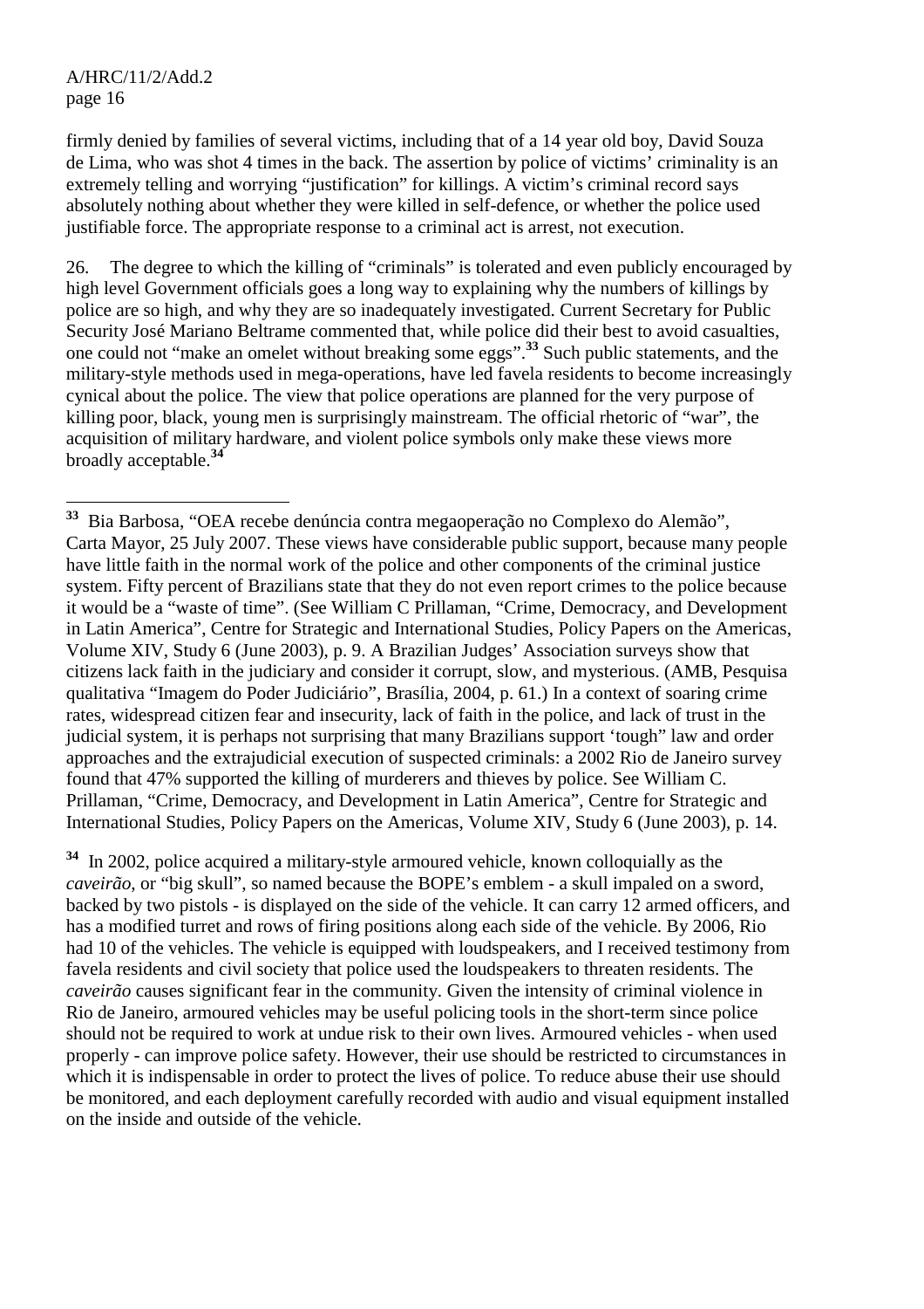firmly denied by families of several victims, including that of a 14 year old boy, David Souza de Lima, who was shot 4 times in the back. The assertion by police of victims' criminality is an extremely telling and worrying "justification" for killings. A victim's criminal record says absolutely nothing about whether they were killed in self-defence, or whether the police used justifiable force. The appropriate response to a criminal act is arrest, not execution.

26. The degree to which the killing of "criminals" is tolerated and even publicly encouraged by high level Government officials goes a long way to explaining why the numbers of killings by police are so high, and why they are so inadequately investigated. Current Secretary for Public Security José Mariano Beltrame commented that, while police did their best to avoid casualties, one could not "make an omelet without breaking some eggs".[33] Such public statements, and the military-style methods used in mega-operations, have led favela residents to become increasingly cynical about the police. The view that police operations are planned for the very purpose of killing poor, black, young men is surprisingly mainstream. The official rhetoric of "war", the acquisition of military hardware, and violent police symbols only make these views more broadly acceptable.[34]

---

[33] Bia Barbosa, "OEA recebe denúncia contra megaoperação no Complexo do Alemão", Carta Mayor, 25 July 2007. These views have considerable public support, because many people have little faith in the normal work of the police and other components of the criminal justice system. Fifty percent of Brazilians state that they do not even report crimes to the police because it would be a "waste of time". (See William C Prillaman, "Crime, Democracy, and Development in Latin America", Centre for Strategic and International Studies, Policy Papers on the Americas, Volume XIV, Study 6 (June 2003), p. 9. A Brazilian Judges' Association surveys show that citizens lack faith in the judiciary and consider it corrupt, slow, and mysterious. (AMB, Pesquisa qualitativa "Imagem do Poder Judiciário", Brasília, 2004, p. 61.) In a context of soaring crime rates, widespread citizen fear and insecurity, lack of faith in the police, and lack of trust in the judicial system, it is perhaps not surprising that many Brazilians support 'tough" law and order approaches and the extrajudicial execution of suspected criminals: a 2002 Rio de Janeiro survey found that 47% supported the killing of murderers and thieves by police. See William C. Prillaman, "Crime, Democracy, and Development in Latin America", Centre for Strategic and International Studies, Policy Papers on the Americas, Volume XIV, Study 6 (June 2003), p. 14.

[34] In 2002, police acquired a military-style armoured vehicle, known colloquially as the *caveirão*, or "big skull", so named because the BOPE's emblem - a skull impaled on a sword, backed by two pistols - is displayed on the side of the vehicle. It can carry 12 armed officers, and has a modified turret and rows of firing positions along each side of the vehicle. By 2006, Rio had 10 of the vehicles. The vehicle is equipped with loudspeakers, and I received testimony from favela residents and civil society that police used the loudspeakers to threaten residents. The *caveirão* causes significant fear in the community. Given the intensity of criminal violence in Rio de Janeiro, armoured vehicles may be useful policing tools in the short-term since police should not be required to work at undue risk to their own lives. Armoured vehicles - when used properly - can improve police safety. However, their use should be restricted to circumstances in which it is indispensable in order to protect the lives of police. To reduce abuse their use should be monitored, and each deployment carefully recorded with audio and visual equipment installed on the inside and outside of the vehicle.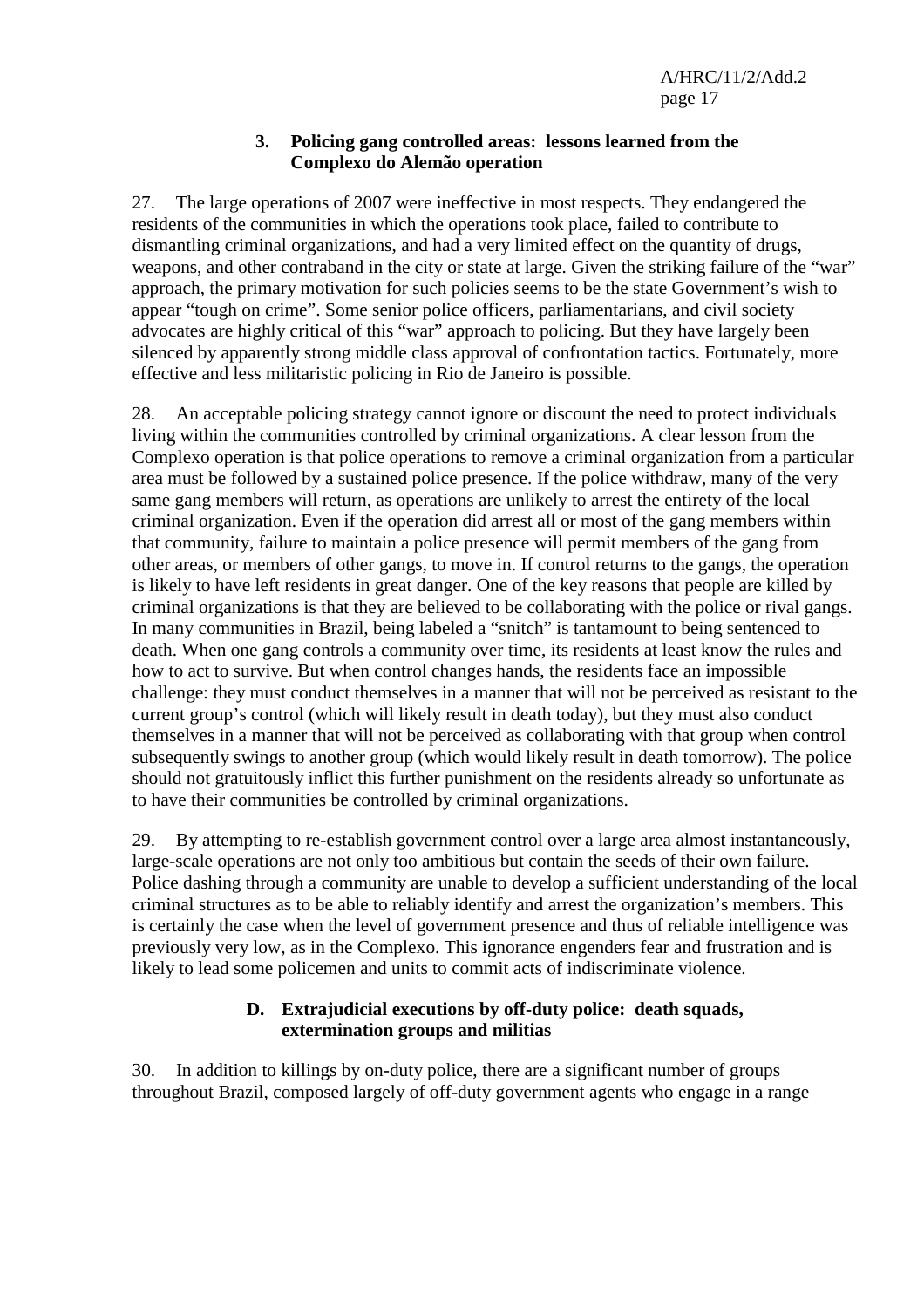### 3. Policing gang controlled areas: lessons learned from the Complexo do Alemão operation

27. The large operations of 2007 were ineffective in most respects. They endangered the residents of the communities in which the operations took place, failed to contribute to dismantling criminal organizations, and had a very limited effect on the quantity of drugs, weapons, and other contraband in the city or state at large. Given the striking failure of the "war" approach, the primary motivation for such policies seems to be the state Government's wish to appear "tough on crime". Some senior police officers, parliamentarians, and civil society advocates are highly critical of this "war" approach to policing. But they have largely been silenced by apparently strong middle class approval of confrontation tactics. Fortunately, more effective and less militaristic policing in Rio de Janeiro is possible.

28. An acceptable policing strategy cannot ignore or discount the need to protect individuals living within the communities controlled by criminal organizations. A clear lesson from the Complexo operation is that police operations to remove a criminal organization from a particular area must be followed by a sustained police presence. If the police withdraw, many of the very same gang members will return, as operations are unlikely to arrest the entirety of the local criminal organization. Even if the operation did arrest all or most of the gang members within that community, failure to maintain a police presence will permit members of the gang from other areas, or members of other gangs, to move in. If control returns to the gangs, the operation is likely to have left residents in great danger. One of the key reasons that people are killed by criminal organizations is that they are believed to be collaborating with the police or rival gangs. In many communities in Brazil, being labeled a "snitch" is tantamount to being sentenced to death. When one gang controls a community over time, its residents at least know the rules and how to act to survive. But when control changes hands, the residents face an impossible challenge: they must conduct themselves in a manner that will not be perceived as resistant to the current group's control (which will likely result in death today), but they must also conduct themselves in a manner that will not be perceived as collaborating with that group when control subsequently swings to another group (which would likely result in death tomorrow). The police should not gratuitously inflict this further punishment on the residents already so unfortunate as to have their communities be controlled by criminal organizations.

29. By attempting to re-establish government control over a large area almost instantaneously, large-scale operations are not only too ambitious but contain the seeds of their own failure. Police dashing through a community are unable to develop a sufficient understanding of the local criminal structures as to be able to reliably identify and arrest the organization's members. This is certainly the case when the level of government presence and thus of reliable intelligence was previously very low, as in the Complexo. This ignorance engenders fear and frustration and is likely to lead some policemen and units to commit acts of indiscriminate violence.

## D. Extrajudicial executions by off-duty police: death squads, extermination groups and militias

30. In addition to killings by on-duty police, there are a significant number of groups throughout Brazil, composed largely of off-duty government agents who engage in a range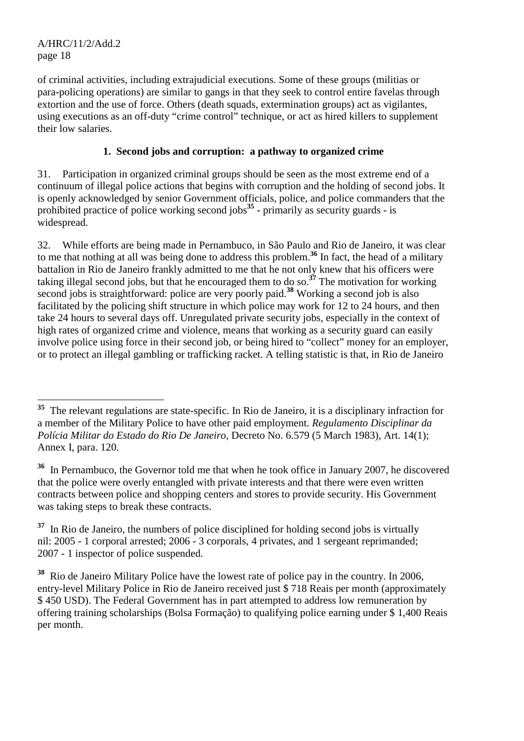of criminal activities, including extrajudicial executions. Some of these groups (militias or para-policing operations) are similar to gangs in that they seek to control entire favelas through extortion and the use of force. Others (death squads, extermination groups) act as vigilantes, using executions as an off-duty "crime control" technique, or act as hired killers to supplement their low salaries.

### 1. Second jobs and corruption: a pathway to organized crime

31. Participation in organized criminal groups should be seen as the most extreme end of a continuum of illegal police actions that begins with corruption and the holding of second jobs. It is openly acknowledged by senior Government officials, police, and police commanders that the prohibited practice of police working second jobs[35] - primarily as security guards - is widespread.

32. While efforts are being made in Pernambuco, in São Paulo and Rio de Janeiro, it was clear to me that nothing at all was being done to address this problem.[36] In fact, the head of a military battalion in Rio de Janeiro frankly admitted to me that he not only knew that his officers were taking illegal second jobs, but that he encouraged them to do so.[37] The motivation for working second jobs is straightforward: police are very poorly paid.[38] Working a second job is also facilitated by the policing shift structure in which police may work for 12 to 24 hours, and then take 24 hours to several days off. Unregulated private security jobs, especially in the context of high rates of organized crime and violence, means that working as a security guard can easily involve police using force in their second job, or being hired to "collect" money for an employer, or to protect an illegal gambling or trafficking racket. A telling statistic is that, in Rio de Janeiro

---

[35] The relevant regulations are state-specific. In Rio de Janeiro, it is a disciplinary infraction for a member of the Military Police to have other paid employment. *Regulamento Disciplinar da Polícia Militar do Estado do Rio De Janeiro*, Decreto No. 6.579 (5 March 1983), Art. 14(1); Annex I, para. 120.

[36] In Pernambuco, the Governor told me that when he took office in January 2007, he discovered that the police were overly entangled with private interests and that there were even written contracts between police and shopping centers and stores to provide security. His Government was taking steps to break these contracts.

[37] In Rio de Janeiro, the numbers of police disciplined for holding second jobs is virtually nil: 2005 - 1 corporal arrested; 2006 - 3 corporals, 4 privates, and 1 sergeant reprimanded; 2007 - 1 inspector of police suspended.

[38] Rio de Janeiro Military Police have the lowest rate of police pay in the country. In 2006, entry-level Military Police in Rio de Janeiro received just $ 718 Reais per month (approximately $ 450 USD). The Federal Government has in part attempted to address low remuneration by offering training scholarships (Bolsa Formação) to qualifying police earning under $ 1,400 Reais per month.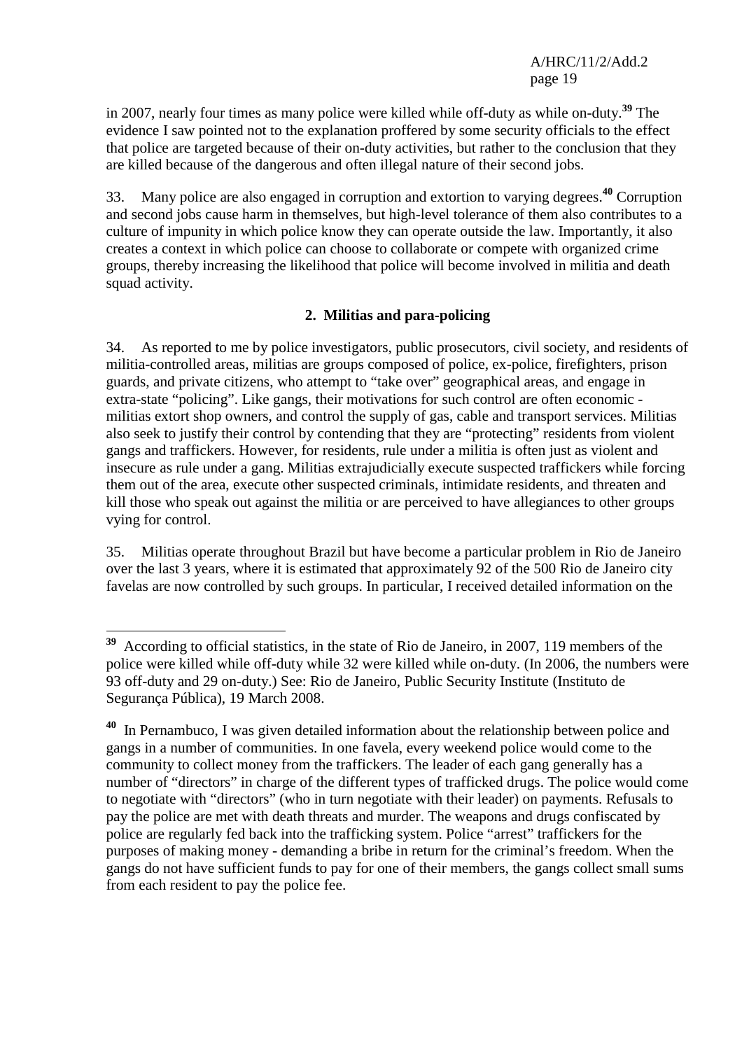in 2007, nearly four times as many police were killed while off-duty as while on-duty.[39] The evidence I saw pointed not to the explanation proffered by some security officials to the effect that police are targeted because of their on-duty activities, but rather to the conclusion that they are killed because of the dangerous and often illegal nature of their second jobs.

33. Many police are also engaged in corruption and extortion to varying degrees.[40] Corruption and second jobs cause harm in themselves, but high-level tolerance of them also contributes to a culture of impunity in which police know they can operate outside the law. Importantly, it also creates a context in which police can choose to collaborate or compete with organized crime groups, thereby increasing the likelihood that police will become involved in militia and death squad activity.

### 2. Militias and para-policing

34. As reported to me by police investigators, public prosecutors, civil society, and residents of militia-controlled areas, militias are groups composed of police, ex-police, firefighters, prison guards, and private citizens, who attempt to "take over" geographical areas, and engage in extra-state "policing". Like gangs, their motivations for such control are often economic - militias extort shop owners, and control the supply of gas, cable and transport services. Militias also seek to justify their control by contending that they are "protecting" residents from violent gangs and traffickers. However, for residents, rule under a militia is often just as violent and insecure as rule under a gang. Militias extrajudicially execute suspected traffickers while forcing them out of the area, execute other suspected criminals, intimidate residents, and threaten and kill those who speak out against the militia or are perceived to have allegiances to other groups vying for control.

35. Militias operate throughout Brazil but have become a particular problem in Rio de Janeiro over the last 3 years, where it is estimated that approximately 92 of the 500 Rio de Janeiro city favelas are now controlled by such groups. In particular, I received detailed information on the

---

[39] According to official statistics, in the state of Rio de Janeiro, in 2007, 119 members of the police were killed while off-duty while 32 were killed while on-duty. (In 2006, the numbers were 93 off-duty and 29 on-duty.) See: Rio de Janeiro, Public Security Institute (Instituto de Segurança Pública), 19 March 2008.

[40] In Pernambuco, I was given detailed information about the relationship between police and gangs in a number of communities. In one favela, every weekend police would come to the community to collect money from the traffickers. The leader of each gang generally has a number of "directors" in charge of the different types of trafficked drugs. The police would come to negotiate with "directors" (who in turn negotiate with their leader) on payments. Refusals to pay the police are met with death threats and murder. The weapons and drugs confiscated by police are regularly fed back into the trafficking system. Police "arrest" traffickers for the purposes of making money - demanding a bribe in return for the criminal's freedom. When the gangs do not have sufficient funds to pay for one of their members, the gangs collect small sums from each resident to pay the police fee.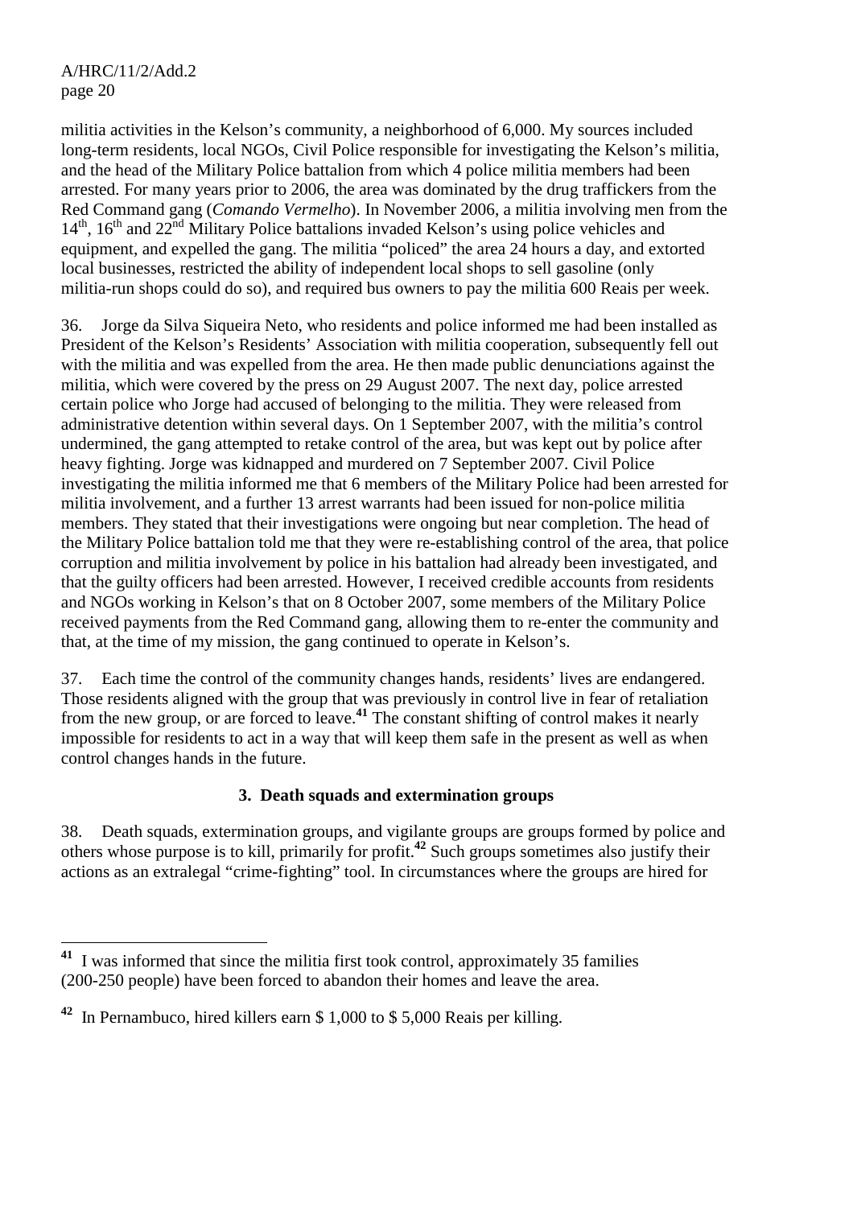militia activities in the Kelson's community, a neighborhood of 6,000. My sources included long-term residents, local NGOs, Civil Police responsible for investigating the Kelson's militia, and the head of the Military Police battalion from which 4 police militia members had been arrested. For many years prior to 2006, the area was dominated by the drug traffickers from the Red Command gang (*Comando Vermelho*). In November 2006, a militia involving men from the 14th, 16th and 22nd Military Police battalions invaded Kelson's using police vehicles and equipment, and expelled the gang. The militia "policed" the area 24 hours a day, and extorted local businesses, restricted the ability of independent local shops to sell gasoline (only militia-run shops could do so), and required bus owners to pay the militia 600 Reais per week.

36. Jorge da Silva Siqueira Neto, who residents and police informed me had been installed as President of the Kelson's Residents' Association with militia cooperation, subsequently fell out with the militia and was expelled from the area. He then made public denunciations against the militia, which were covered by the press on 29 August 2007. The next day, police arrested certain police who Jorge had accused of belonging to the militia. They were released from administrative detention within several days. On 1 September 2007, with the militia's control undermined, the gang attempted to retake control of the area, but was kept out by police after heavy fighting. Jorge was kidnapped and murdered on 7 September 2007. Civil Police investigating the militia informed me that 6 members of the Military Police had been arrested for militia involvement, and a further 13 arrest warrants had been issued for non-police militia members. They stated that their investigations were ongoing but near completion. The head of the Military Police battalion told me that they were re-establishing control of the area, that police corruption and militia involvement by police in his battalion had already been investigated, and that the guilty officers had been arrested. However, I received credible accounts from residents and NGOs working in Kelson's that on 8 October 2007, some members of the Military Police received payments from the Red Command gang, allowing them to re-enter the community and that, at the time of my mission, the gang continued to operate in Kelson's.

37. Each time the control of the community changes hands, residents' lives are endangered. Those residents aligned with the group that was previously in control live in fear of retaliation from the new group, or are forced to leave.[41] The constant shifting of control makes it nearly impossible for residents to act in a way that will keep them safe in the present as well as when control changes hands in the future.

### 3. Death squads and extermination groups

38. Death squads, extermination groups, and vigilante groups are groups formed by police and others whose purpose is to kill, primarily for profit.[42] Such groups sometimes also justify their actions as an extralegal "crime-fighting" tool. In circumstances where the groups are hired for

---

[41] I was informed that since the militia first took control, approximately 35 families (200-250 people) have been forced to abandon their homes and leave the area.

[42] In Pernambuco, hired killers earn $ 1,000 to $ 5,000 Reais per killing.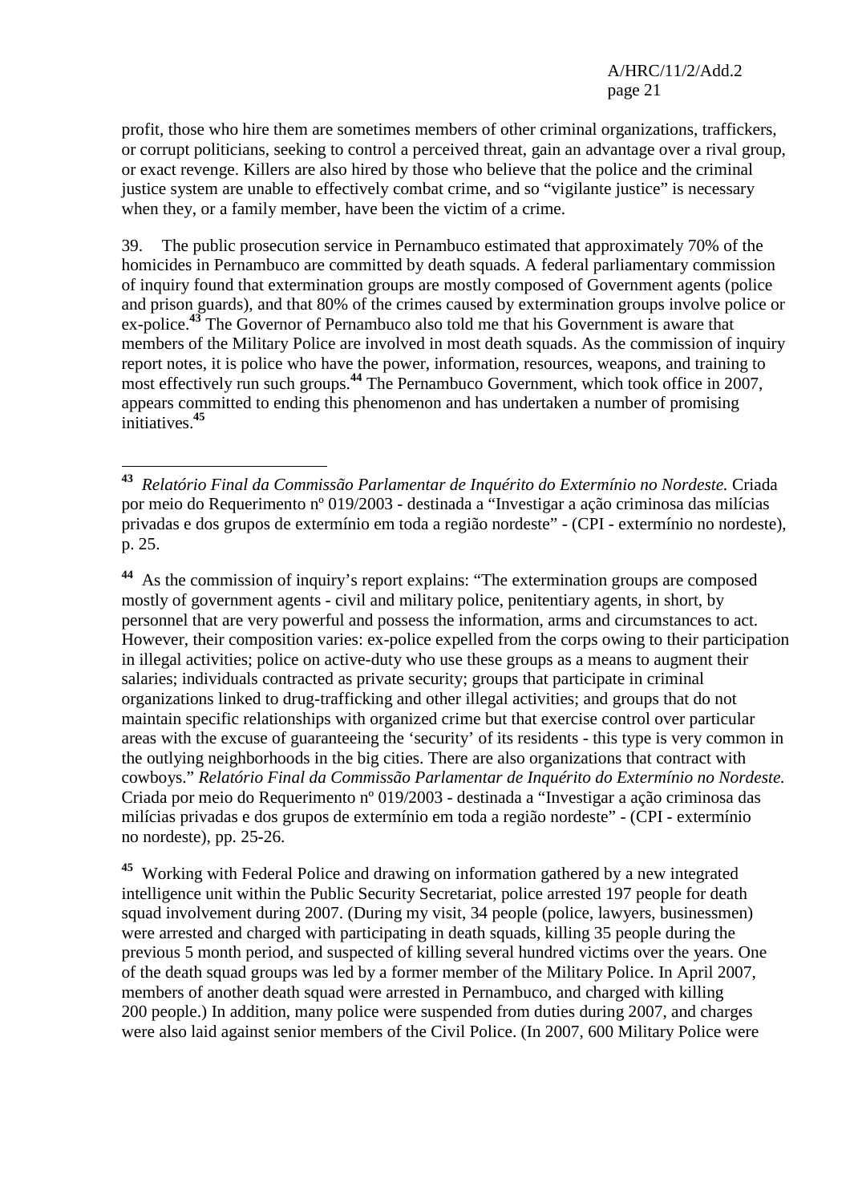profit, those who hire them are sometimes members of other criminal organizations, traffickers, or corrupt politicians, seeking to control a perceived threat, gain an advantage over a rival group, or exact revenge. Killers are also hired by those who believe that the police and the criminal justice system are unable to effectively combat crime, and so "vigilante justice" is necessary when they, or a family member, have been the victim of a crime.

39. The public prosecution service in Pernambuco estimated that approximately 70% of the homicides in Pernambuco are committed by death squads. A federal parliamentary commission of inquiry found that extermination groups are mostly composed of Government agents (police and prison guards), and that 80% of the crimes caused by extermination groups involve police or ex-police.[43] The Governor of Pernambuco also told me that his Government is aware that members of the Military Police are involved in most death squads. As the commission of inquiry report notes, it is police who have the power, information, resources, weapons, and training to most effectively run such groups.[44] The Pernambuco Government, which took office in 2007, appears committed to ending this phenomenon and has undertaken a number of promising initiatives.[45]

---

[43] *Relatório Final da Commissão Parlamentar de Inquérito do Extermínio no Nordeste.* Criada por meio do Requerimento nº 019/2003 - destinada a "Investigar a ação criminosa das milícias privadas e dos grupos de extermínio em toda a região nordeste" - (CPI - extermínio no nordeste), p. 25.

[44] As the commission of inquiry's report explains: "The extermination groups are composed mostly of government agents - civil and military police, penitentiary agents, in short, by personnel that are very powerful and possess the information, arms and circumstances to act. However, their composition varies: ex-police expelled from the corps owing to their participation in illegal activities; police on active-duty who use these groups as a means to augment their salaries; individuals contracted as private security; groups that participate in criminal organizations linked to drug-trafficking and other illegal activities; and groups that do not maintain specific relationships with organized crime but that exercise control over particular areas with the excuse of guaranteeing the 'security' of its residents - this type is very common in the outlying neighborhoods in the big cities. There are also organizations that contract with cowboys." *Relatório Final da Commissão Parlamentar de Inquérito do Extermínio no Nordeste.* Criada por meio do Requerimento nº 019/2003 - destinada a "Investigar a ação criminosa das milícias privadas e dos grupos de extermínio em toda a região nordeste" - (CPI - extermínio no nordeste), pp. 25-26.

[45] Working with Federal Police and drawing on information gathered by a new integrated intelligence unit within the Public Security Secretariat, police arrested 197 people for death squad involvement during 2007. (During my visit, 34 people (police, lawyers, businessmen) were arrested and charged with participating in death squads, killing 35 people during the previous 5 month period, and suspected of killing several hundred victims over the years. One of the death squad groups was led by a former member of the Military Police. In April 2007, members of another death squad were arrested in Pernambuco, and charged with killing 200 people.) In addition, many police were suspended from duties during 2007, and charges were also laid against senior members of the Civil Police. (In 2007, 600 Military Police were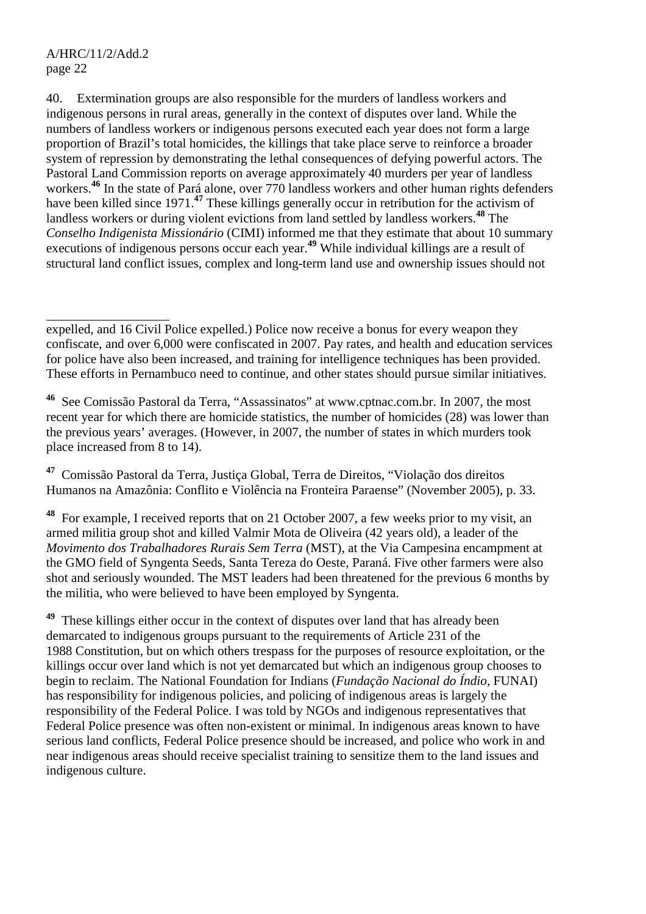40. Extermination groups are also responsible for the murders of landless workers and indigenous persons in rural areas, generally in the context of disputes over land. While the numbers of landless workers or indigenous persons executed each year does not form a large proportion of Brazil's total homicides, the killings that take place serve to reinforce a broader system of repression by demonstrating the lethal consequences of defying powerful actors. The Pastoral Land Commission reports on average approximately 40 murders per year of landless workers.[46] In the state of Pará alone, over 770 landless workers and other human rights defenders have been killed since 1971.[47] These killings generally occur in retribution for the activism of landless workers or during violent evictions from land settled by landless workers.[48] The *Conselho Indigenista Missionário* (CIMI) informed me that they estimate that about 10 summary executions of indigenous persons occur each year.[49] While individual killings are a result of structural land conflict issues, complex and long-term land use and ownership issues should not

---

expelled, and 16 Civil Police expelled.) Police now receive a bonus for every weapon they confiscate, and over 6,000 were confiscated in 2007. Pay rates, and health and education services for police have also been increased, and training for intelligence techniques has been provided. These efforts in Pernambuco need to continue, and other states should pursue similar initiatives.

[46] See Comissão Pastoral da Terra, "Assassinatos" at www.cptnac.com.br. In 2007, the most recent year for which there are homicide statistics, the number of homicides (28) was lower than the previous years' averages. (However, in 2007, the number of states in which murders took place increased from 8 to 14).

[47] Comissão Pastoral da Terra, Justiça Global, Terra de Direitos, "Violação dos direitos Humanos na Amazônia: Conflito e Violência na Fronteira Paraense" (November 2005), p. 33.

[48] For example, I received reports that on 21 October 2007, a few weeks prior to my visit, an armed militia group shot and killed Valmir Mota de Oliveira (42 years old), a leader of the *Movimento dos Trabalhadores Rurais Sem Terra* (MST), at the Via Campesina encampment at the GMO field of Syngenta Seeds, Santa Tereza do Oeste, Paraná. Five other farmers were also shot and seriously wounded. The MST leaders had been threatened for the previous 6 months by the militia, who were believed to have been employed by Syngenta.

[49] These killings either occur in the context of disputes over land that has already been demarcated to indigenous groups pursuant to the requirements of Article 231 of the 1988 Constitution, but on which others trespass for the purposes of resource exploitation, or the killings occur over land which is not yet demarcated but which an indigenous group chooses to begin to reclaim. The National Foundation for Indians (*Fundação Nacional do Índio*, FUNAI) has responsibility for indigenous policies, and policing of indigenous areas is largely the responsibility of the Federal Police. I was told by NGOs and indigenous representatives that Federal Police presence was often non-existent or minimal. In indigenous areas known to have serious land conflicts, Federal Police presence should be increased, and police who work in and near indigenous areas should receive specialist training to sensitize them to the land issues and indigenous culture.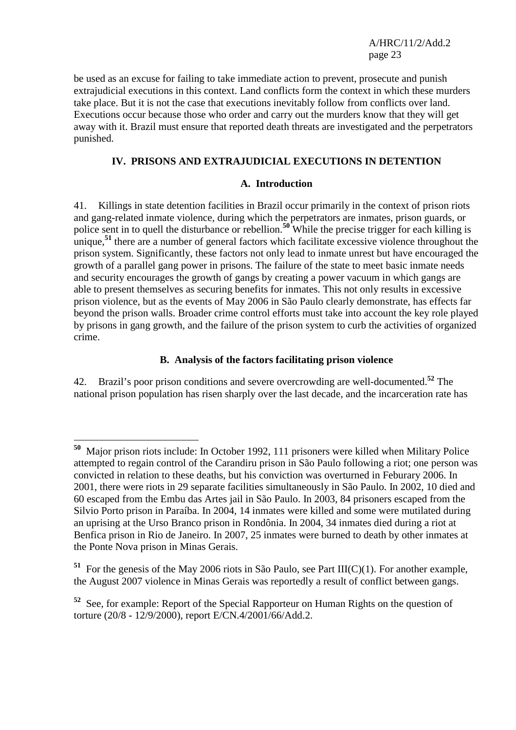be used as an excuse for failing to take immediate action to prevent, prosecute and punish extrajudicial executions in this context. Land conflicts form the context in which these murders take place. But it is not the case that executions inevitably follow from conflicts over land. Executions occur because those who order and carry out the murders know that they will get away with it. Brazil must ensure that reported death threats are investigated and the perpetrators punished.

## IV. PRISONS AND EXTRAJUDICIAL EXECUTIONS IN DETENTION

### A. Introduction

41. Killings in state detention facilities in Brazil occur primarily in the context of prison riots and gang-related inmate violence, during which the perpetrators are inmates, prison guards, or police sent in to quell the disturbance or rebellion.[50] While the precise trigger for each killing is unique,[51] there are a number of general factors which facilitate excessive violence throughout the prison system. Significantly, these factors not only lead to inmate unrest but have encouraged the growth of a parallel gang power in prisons. The failure of the state to meet basic inmate needs and security encourages the growth of gangs by creating a power vacuum in which gangs are able to present themselves as securing benefits for inmates. This not only results in excessive prison violence, but as the events of May 2006 in São Paulo clearly demonstrate, has effects far beyond the prison walls. Broader crime control efforts must take into account the key role played by prisons in gang growth, and the failure of the prison system to curb the activities of organized crime.

### B. Analysis of the factors facilitating prison violence

42. Brazil's poor prison conditions and severe overcrowding are well-documented.[52] The national prison population has risen sharply over the last decade, and the incarceration rate has

---

[50] Major prison riots include: In October 1992, 111 prisoners were killed when Military Police attempted to regain control of the Carandiru prison in São Paulo following a riot; one person was convicted in relation to these deaths, but his conviction was overturned in Feburary 2006. In 2001, there were riots in 29 separate facilities simultaneously in São Paulo. In 2002, 10 died and 60 escaped from the Embu das Artes jail in São Paulo. In 2003, 84 prisoners escaped from the Silvio Porto prison in Paraíba. In 2004, 14 inmates were killed and some were mutilated during an uprising at the Urso Branco prison in Rondônia. In 2004, 34 inmates died during a riot at Benfica prison in Rio de Janeiro. In 2007, 25 inmates were burned to death by other inmates at the Ponte Nova prison in Minas Gerais.

[51] For the genesis of the May 2006 riots in São Paulo, see Part III(C)(1). For another example, the August 2007 violence in Minas Gerais was reportedly a result of conflict between gangs.

[52] See, for example: Report of the Special Rapporteur on Human Rights on the question of torture (20/8 - 12/9/2000), report E/CN.4/2001/66/Add.2.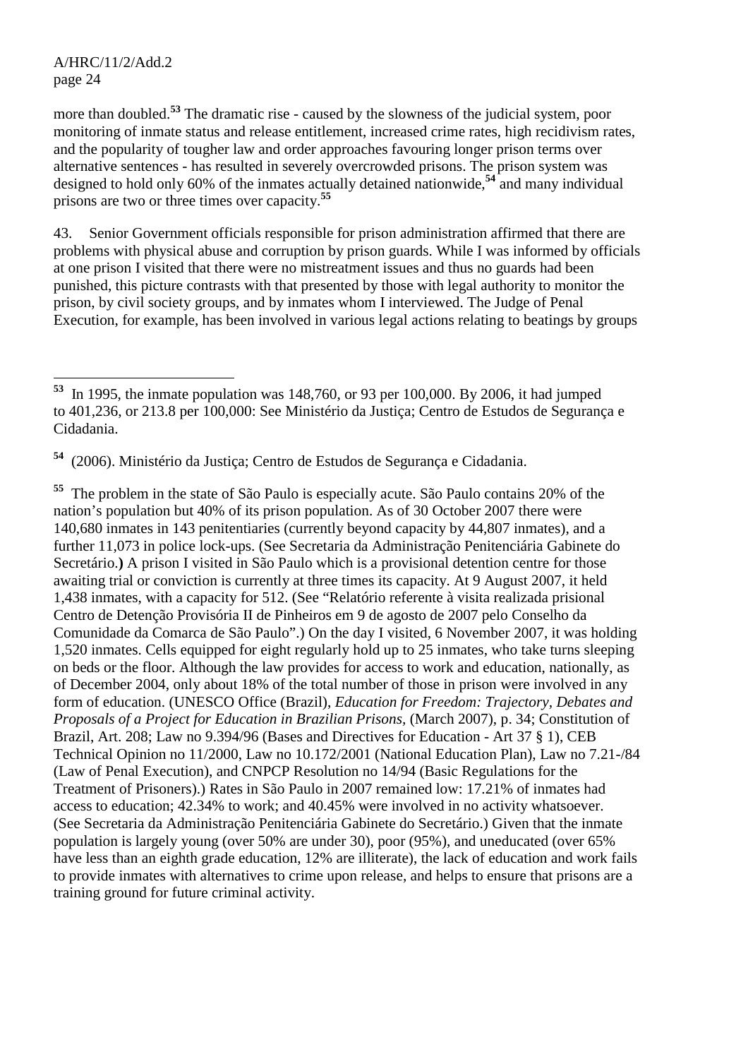more than doubled.[53] The dramatic rise - caused by the slowness of the judicial system, poor monitoring of inmate status and release entitlement, increased crime rates, high recidivism rates, and the popularity of tougher law and order approaches favouring longer prison terms over alternative sentences - has resulted in severely overcrowded prisons. The prison system was designed to hold only 60% of the inmates actually detained nationwide,[54] and many individual prisons are two or three times over capacity.[55]

43. Senior Government officials responsible for prison administration affirmed that there are problems with physical abuse and corruption by prison guards. While I was informed by officials at one prison I visited that there were no mistreatment issues and thus no guards had been punished, this picture contrasts with that presented by those with legal authority to monitor the prison, by civil society groups, and by inmates whom I interviewed. The Judge of Penal Execution, for example, has been involved in various legal actions relating to beatings by groups

---

[53] In 1995, the inmate population was 148,760, or 93 per 100,000. By 2006, it had jumped to 401,236, or 213.8 per 100,000: See Ministério da Justiça; Centro de Estudos de Segurança e Cidadania.

[54] (2006). Ministério da Justiça; Centro de Estudos de Segurança e Cidadania.

[55] The problem in the state of São Paulo is especially acute. São Paulo contains 20% of the nation's population but 40% of its prison population. As of 30 October 2007 there were 140,680 inmates in 143 penitentiaries (currently beyond capacity by 44,807 inmates), and a further 11,073 in police lock-ups. (See Secretaria da Administração Penitenciária Gabinete do Secretário.**)** A prison I visited in São Paulo which is a provisional detention centre for those awaiting trial or conviction is currently at three times its capacity. At 9 August 2007, it held 1,438 inmates, with a capacity for 512. (See "Relatório referente à visita realizada prisional Centro de Detenção Provisória II de Pinheiros em 9 de agosto de 2007 pelo Conselho da Comunidade da Comarca de São Paulo".) On the day I visited, 6 November 2007, it was holding 1,520 inmates. Cells equipped for eight regularly hold up to 25 inmates, who take turns sleeping on beds or the floor. Although the law provides for access to work and education, nationally, as of December 2004, only about 18% of the total number of those in prison were involved in any form of education. (UNESCO Office (Brazil), *Education for Freedom: Trajectory, Debates and Proposals of a Project for Education in Brazilian Prisons*, (March 2007), p. 34; Constitution of Brazil, Art. 208; Law no 9.394/96 (Bases and Directives for Education - Art 37 § 1), CEB Technical Opinion no 11/2000, Law no 10.172/2001 (National Education Plan), Law no 7.21-/84 (Law of Penal Execution), and CNPCP Resolution no 14/94 (Basic Regulations for the Treatment of Prisoners).) Rates in São Paulo in 2007 remained low: 17.21% of inmates had access to education; 42.34% to work; and 40.45% were involved in no activity whatsoever. (See Secretaria da Administração Penitenciária Gabinete do Secretário.) Given that the inmate population is largely young (over 50% are under 30), poor (95%), and uneducated (over 65% have less than an eighth grade education, 12% are illiterate), the lack of education and work fails to provide inmates with alternatives to crime upon release, and helps to ensure that prisons are a training ground for future criminal activity.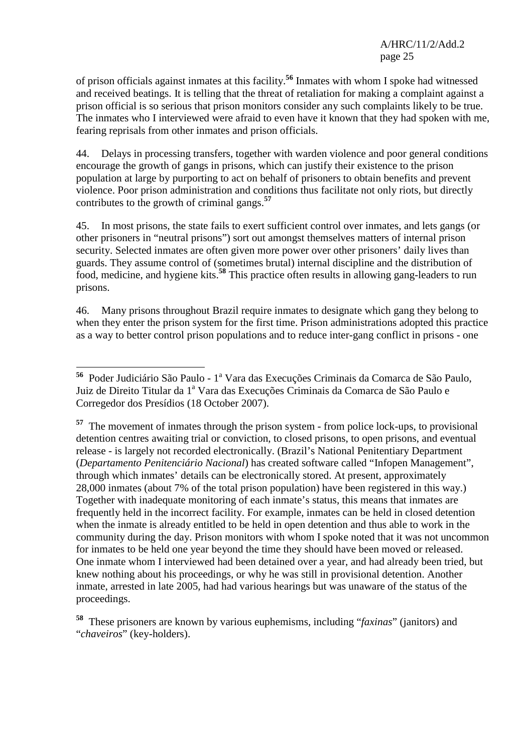of prison officials against inmates at this facility.[56] Inmates with whom I spoke had witnessed and received beatings. It is telling that the threat of retaliation for making a complaint against a prison official is so serious that prison monitors consider any such complaints likely to be true. The inmates who I interviewed were afraid to even have it known that they had spoken with me, fearing reprisals from other inmates and prison officials.

44. Delays in processing transfers, together with warden violence and poor general conditions encourage the growth of gangs in prisons, which can justify their existence to the prison population at large by purporting to act on behalf of prisoners to obtain benefits and prevent violence. Poor prison administration and conditions thus facilitate not only riots, but directly contributes to the growth of criminal gangs.[57]

45. In most prisons, the state fails to exert sufficient control over inmates, and lets gangs (or other prisoners in "neutral prisons") sort out amongst themselves matters of internal prison security. Selected inmates are often given more power over other prisoners' daily lives than guards. They assume control of (sometimes brutal) internal discipline and the distribution of food, medicine, and hygiene kits.[58] This practice often results in allowing gang-leaders to run prisons.

46. Many prisons throughout Brazil require inmates to designate which gang they belong to when they enter the prison system for the first time. Prison administrations adopted this practice as a way to better control prison populations and to reduce inter-gang conflict in prisons - one

---

[56] Poder Judiciário São Paulo - 1ª Vara das Execuções Criminais da Comarca de São Paulo, Juiz de Direito Titular da 1ª Vara das Execuções Criminais da Comarca de São Paulo e Corregedor dos Presídios (18 October 2007).

[57] The movement of inmates through the prison system - from police lock-ups, to provisional detention centres awaiting trial or conviction, to closed prisons, to open prisons, and eventual release - is largely not recorded electronically. (Brazil's National Penitentiary Department (*Departamento Penitenciário Nacional*) has created software called "Infopen Management", through which inmates' details can be electronically stored. At present, approximately 28,000 inmates (about 7% of the total prison population) have been registered in this way.) Together with inadequate monitoring of each inmate's status, this means that inmates are frequently held in the incorrect facility. For example, inmates can be held in closed detention when the inmate is already entitled to be held in open detention and thus able to work in the community during the day. Prison monitors with whom I spoke noted that it was not uncommon for inmates to be held one year beyond the time they should have been moved or released. One inmate whom I interviewed had been detained over a year, and had already been tried, but knew nothing about his proceedings, or why he was still in provisional detention. Another inmate, arrested in late 2005, had had various hearings but was unaware of the status of the proceedings.

[58] These prisoners are known by various euphemisms, including "*faxinas*" (janitors) and "*chaveiros*" (key-holders).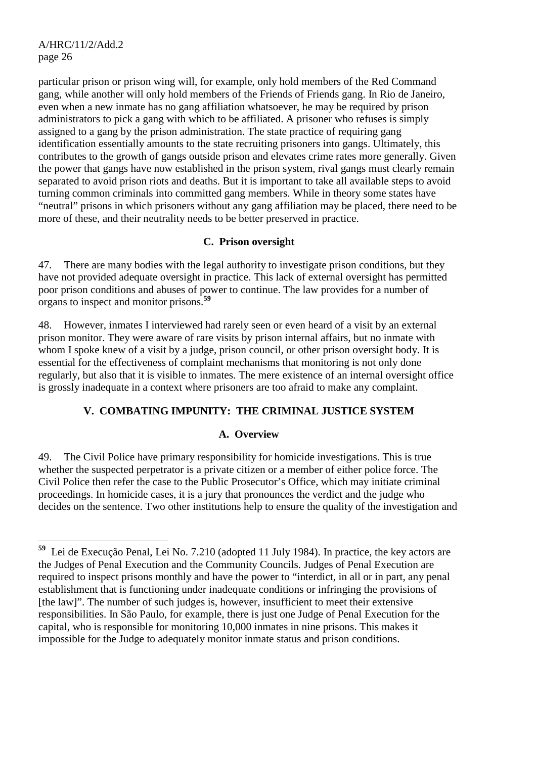particular prison or prison wing will, for example, only hold members of the Red Command gang, while another will only hold members of the Friends of Friends gang. In Rio de Janeiro, even when a new inmate has no gang affiliation whatsoever, he may be required by prison administrators to pick a gang with which to be affiliated. A prisoner who refuses is simply assigned to a gang by the prison administration. The state practice of requiring gang identification essentially amounts to the state recruiting prisoners into gangs. Ultimately, this contributes to the growth of gangs outside prison and elevates crime rates more generally. Given the power that gangs have now established in the prison system, rival gangs must clearly remain separated to avoid prison riots and deaths. But it is important to take all available steps to avoid turning common criminals into committed gang members. While in theory some states have "neutral" prisons in which prisoners without any gang affiliation may be placed, there need to be more of these, and their neutrality needs to be better preserved in practice.

### C. Prison oversight

47. There are many bodies with the legal authority to investigate prison conditions, but they have not provided adequate oversight in practice. This lack of external oversight has permitted poor prison conditions and abuses of power to continue. The law provides for a number of organs to inspect and monitor prisons.[59]

48. However, inmates I interviewed had rarely seen or even heard of a visit by an external prison monitor. They were aware of rare visits by prison internal affairs, but no inmate with whom I spoke knew of a visit by a judge, prison council, or other prison oversight body. It is essential for the effectiveness of complaint mechanisms that monitoring is not only done regularly, but also that it is visible to inmates. The mere existence of an internal oversight office is grossly inadequate in a context where prisoners are too afraid to make any complaint.

## V. COMBATING IMPUNITY: THE CRIMINAL JUSTICE SYSTEM

### A. Overview

49. The Civil Police have primary responsibility for homicide investigations. This is true whether the suspected perpetrator is a private citizen or a member of either police force. The Civil Police then refer the case to the Public Prosecutor's Office, which may initiate criminal proceedings. In homicide cases, it is a jury that pronounces the verdict and the judge who decides on the sentence. Two other institutions help to ensure the quality of the investigation and

---

[59] Lei de Execução Penal, Lei No. 7.210 (adopted 11 July 1984). In practice, the key actors are the Judges of Penal Execution and the Community Councils. Judges of Penal Execution are required to inspect prisons monthly and have the power to "interdict, in all or in part, any penal establishment that is functioning under inadequate conditions or infringing the provisions of [the law]". The number of such judges is, however, insufficient to meet their extensive responsibilities. In São Paulo, for example, there is just one Judge of Penal Execution for the capital, who is responsible for monitoring 10,000 inmates in nine prisons. This makes it impossible for the Judge to adequately monitor inmate status and prison conditions.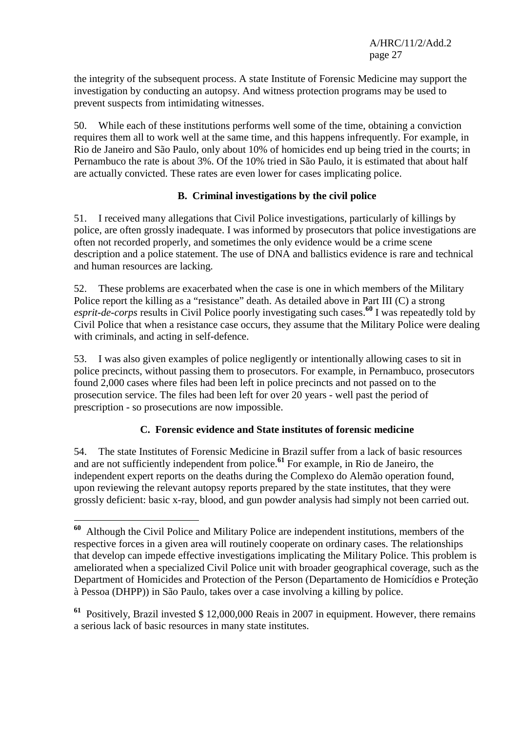the integrity of the subsequent process. A state Institute of Forensic Medicine may support the investigation by conducting an autopsy. And witness protection programs may be used to prevent suspects from intimidating witnesses.

50. While each of these institutions performs well some of the time, obtaining a conviction requires them all to work well at the same time, and this happens infrequently. For example, in Rio de Janeiro and São Paulo, only about 10% of homicides end up being tried in the courts; in Pernambuco the rate is about 3%. Of the 10% tried in São Paulo, it is estimated that about half are actually convicted. These rates are even lower for cases implicating police.

### B. Criminal investigations by the civil police

51. I received many allegations that Civil Police investigations, particularly of killings by police, are often grossly inadequate. I was informed by prosecutors that police investigations are often not recorded properly, and sometimes the only evidence would be a crime scene description and a police statement. The use of DNA and ballistics evidence is rare and technical and human resources are lacking.

52. These problems are exacerbated when the case is one in which members of the Military Police report the killing as a "resistance" death. As detailed above in Part III (C) a strong *esprit-de-corps* results in Civil Police poorly investigating such cases.[60] I was repeatedly told by Civil Police that when a resistance case occurs, they assume that the Military Police were dealing with criminals, and acting in self-defence.

53. I was also given examples of police negligently or intentionally allowing cases to sit in police precincts, without passing them to prosecutors. For example, in Pernambuco, prosecutors found 2,000 cases where files had been left in police precincts and not passed on to the prosecution service. The files had been left for over 20 years - well past the period of prescription - so prosecutions are now impossible.

### C. Forensic evidence and State institutes of forensic medicine

54. The state Institutes of Forensic Medicine in Brazil suffer from a lack of basic resources and are not sufficiently independent from police.[61] For example, in Rio de Janeiro, the independent expert reports on the deaths during the Complexo do Alemão operation found, upon reviewing the relevant autopsy reports prepared by the state institutes, that they were grossly deficient: basic x-ray, blood, and gun powder analysis had simply not been carried out.

---

[60] Although the Civil Police and Military Police are independent institutions, members of the respective forces in a given area will routinely cooperate on ordinary cases. The relationships that develop can impede effective investigations implicating the Military Police. This problem is ameliorated when a specialized Civil Police unit with broader geographical coverage, such as the Department of Homicides and Protection of the Person (Departamento de Homicídios e Proteção à Pessoa (DHPP)) in São Paulo, takes over a case involving a killing by police.

[61] Positively, Brazil invested $ 12,000,000 Reais in 2007 in equipment. However, there remains a serious lack of basic resources in many state institutes.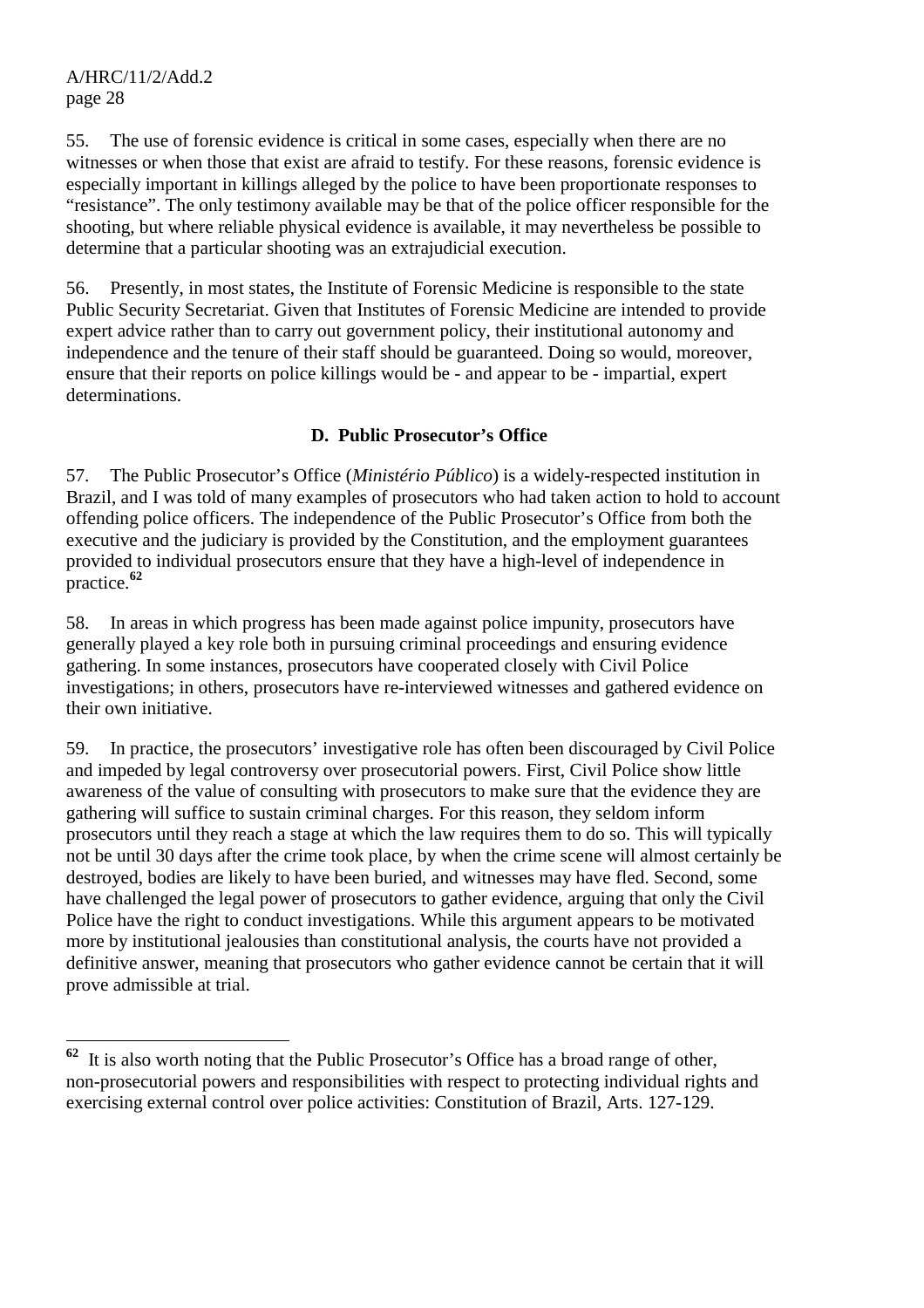55. The use of forensic evidence is critical in some cases, especially when there are no witnesses or when those that exist are afraid to testify. For these reasons, forensic evidence is especially important in killings alleged by the police to have been proportionate responses to "resistance". The only testimony available may be that of the police officer responsible for the shooting, but where reliable physical evidence is available, it may nevertheless be possible to determine that a particular shooting was an extrajudicial execution.

56. Presently, in most states, the Institute of Forensic Medicine is responsible to the state Public Security Secretariat. Given that Institutes of Forensic Medicine are intended to provide expert advice rather than to carry out government policy, their institutional autonomy and independence and the tenure of their staff should be guaranteed. Doing so would, moreover, ensure that their reports on police killings would be - and appear to be - impartial, expert determinations.

### D. Public Prosecutor's Office

57. The Public Prosecutor's Office (*Ministério Público*) is a widely-respected institution in Brazil, and I was told of many examples of prosecutors who had taken action to hold to account offending police officers. The independence of the Public Prosecutor's Office from both the executive and the judiciary is provided by the Constitution, and the employment guarantees provided to individual prosecutors ensure that they have a high-level of independence in practice.[62]

58. In areas in which progress has been made against police impunity, prosecutors have generally played a key role both in pursuing criminal proceedings and ensuring evidence gathering. In some instances, prosecutors have cooperated closely with Civil Police investigations; in others, prosecutors have re-interviewed witnesses and gathered evidence on their own initiative.

59. In practice, the prosecutors' investigative role has often been discouraged by Civil Police and impeded by legal controversy over prosecutorial powers. First, Civil Police show little awareness of the value of consulting with prosecutors to make sure that the evidence they are gathering will suffice to sustain criminal charges. For this reason, they seldom inform prosecutors until they reach a stage at which the law requires them to do so. This will typically not be until 30 days after the crime took place, by when the crime scene will almost certainly be destroyed, bodies are likely to have been buried, and witnesses may have fled. Second, some have challenged the legal power of prosecutors to gather evidence, arguing that only the Civil Police have the right to conduct investigations. While this argument appears to be motivated more by institutional jealousies than constitutional analysis, the courts have not provided a definitive answer, meaning that prosecutors who gather evidence cannot be certain that it will prove admissible at trial.

---

[62] It is also worth noting that the Public Prosecutor's Office has a broad range of other, non-prosecutorial powers and responsibilities with respect to protecting individual rights and exercising external control over police activities: Constitution of Brazil, Arts. 127-129.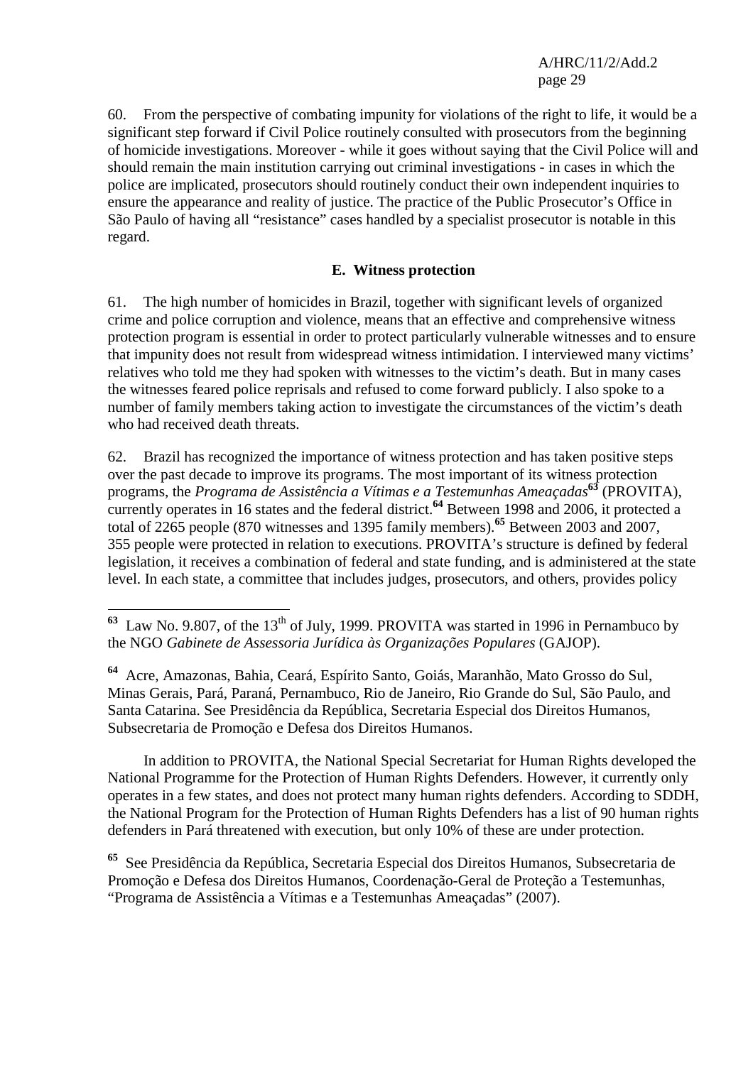60. From the perspective of combating impunity for violations of the right to life, it would be a significant step forward if Civil Police routinely consulted with prosecutors from the beginning of homicide investigations. Moreover - while it goes without saying that the Civil Police will and should remain the main institution carrying out criminal investigations - in cases in which the police are implicated, prosecutors should routinely conduct their own independent inquiries to ensure the appearance and reality of justice. The practice of the Public Prosecutor's Office in São Paulo of having all "resistance" cases handled by a specialist prosecutor is notable in this regard.

### E. Witness protection

61. The high number of homicides in Brazil, together with significant levels of organized crime and police corruption and violence, means that an effective and comprehensive witness protection program is essential in order to protect particularly vulnerable witnesses and to ensure that impunity does not result from widespread witness intimidation. I interviewed many victims' relatives who told me they had spoken with witnesses to the victim's death. But in many cases the witnesses feared police reprisals and refused to come forward publicly. I also spoke to a number of family members taking action to investigate the circumstances of the victim's death who had received death threats.

62. Brazil has recognized the importance of witness protection and has taken positive steps over the past decade to improve its programs. The most important of its witness protection programs, the *Programa de Assistência a Vítimas e a Testemunhas Ameaçadas*[63] (PROVITA), currently operates in 16 states and the federal district.[64] Between 1998 and 2006, it protected a total of 2265 people (870 witnesses and 1395 family members).[65] Between 2003 and 2007, 355 people were protected in relation to executions. PROVITA's structure is defined by federal legislation, it receives a combination of federal and state funding, and is administered at the state level. In each state, a committee that includes judges, prosecutors, and others, provides policy

---

[63] Law No. 9.807, of the 13th of July, 1999. PROVITA was started in 1996 in Pernambuco by the NGO *Gabinete de Assessoria Jurídica às Organizações Populares* (GAJOP).

[64] Acre, Amazonas, Bahia, Ceará, Espírito Santo, Goiás, Maranhão, Mato Grosso do Sul, Minas Gerais, Pará, Paraná, Pernambuco, Rio de Janeiro, Rio Grande do Sul, São Paulo, and Santa Catarina. See Presidência da República, Secretaria Especial dos Direitos Humanos, Subsecretaria de Promoção e Defesa dos Direitos Humanos.

In addition to PROVITA, the National Special Secretariat for Human Rights developed the National Programme for the Protection of Human Rights Defenders. However, it currently only operates in a few states, and does not protect many human rights defenders. According to SDDH, the National Program for the Protection of Human Rights Defenders has a list of 90 human rights defenders in Pará threatened with execution, but only 10% of these are under protection.

[65] See Presidência da República, Secretaria Especial dos Direitos Humanos, Subsecretaria de Promoção e Defesa dos Direitos Humanos, Coordenação-Geral de Proteção a Testemunhas, "Programa de Assistência a Vítimas e a Testemunhas Ameaçadas" (2007).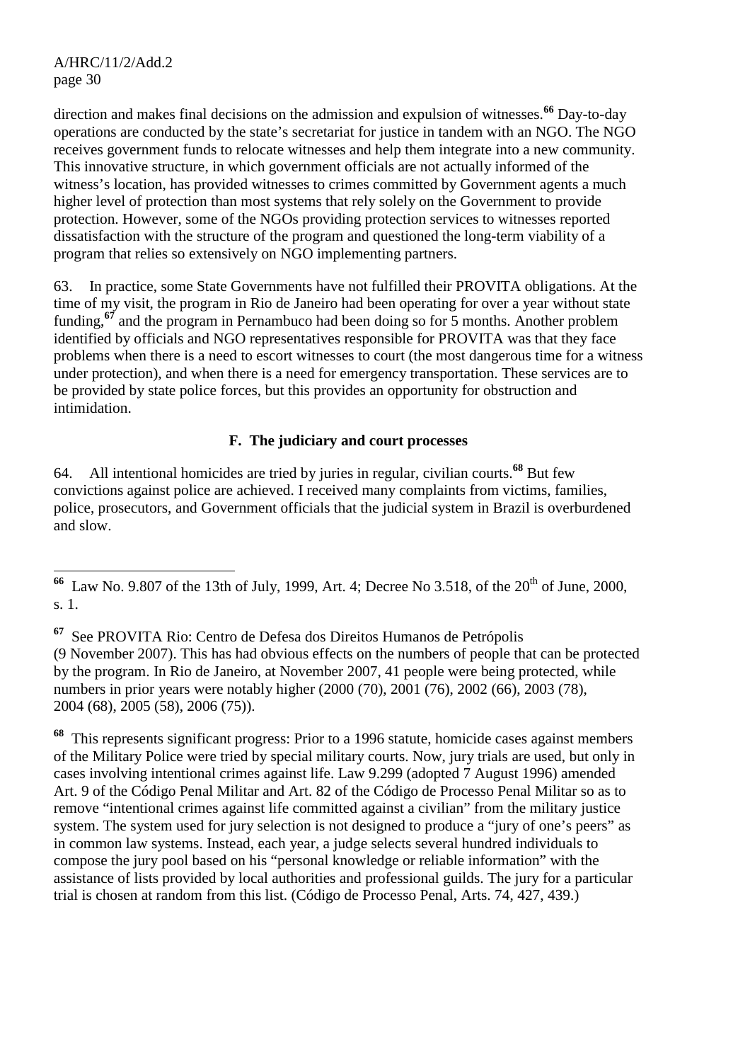direction and makes final decisions on the admission and expulsion of witnesses.[66] Day-to-day operations are conducted by the state's secretariat for justice in tandem with an NGO. The NGO receives government funds to relocate witnesses and help them integrate into a new community. This innovative structure, in which government officials are not actually informed of the witness's location, has provided witnesses to crimes committed by Government agents a much higher level of protection than most systems that rely solely on the Government to provide protection. However, some of the NGOs providing protection services to witnesses reported dissatisfaction with the structure of the program and questioned the long-term viability of a program that relies so extensively on NGO implementing partners.

63. In practice, some State Governments have not fulfilled their PROVITA obligations. At the time of my visit, the program in Rio de Janeiro had been operating for over a year without state funding,[67] and the program in Pernambuco had been doing so for 5 months. Another problem identified by officials and NGO representatives responsible for PROVITA was that they face problems when there is a need to escort witnesses to court (the most dangerous time for a witness under protection), and when there is a need for emergency transportation. These services are to be provided by state police forces, but this provides an opportunity for obstruction and intimidation.

### F. The judiciary and court processes

64. All intentional homicides are tried by juries in regular, civilian courts.[68] But few convictions against police are achieved. I received many complaints from victims, families, police, prosecutors, and Government officials that the judicial system in Brazil is overburdened and slow.

---

[66] Law No. 9.807 of the 13th of July, 1999, Art. 4; Decree No 3.518, of the 20th of June, 2000, s. 1.

[67] See PROVITA Rio: Centro de Defesa dos Direitos Humanos de Petrópolis (9 November 2007). This has had obvious effects on the numbers of people that can be protected by the program. In Rio de Janeiro, at November 2007, 41 people were being protected, while numbers in prior years were notably higher (2000 (70), 2001 (76), 2002 (66), 2003 (78), 2004 (68), 2005 (58), 2006 (75)).

[68] This represents significant progress: Prior to a 1996 statute, homicide cases against members of the Military Police were tried by special military courts. Now, jury trials are used, but only in cases involving intentional crimes against life. Law 9.299 (adopted 7 August 1996) amended Art. 9 of the Código Penal Militar and Art. 82 of the Código de Processo Penal Militar so as to remove "intentional crimes against life committed against a civilian" from the military justice system. The system used for jury selection is not designed to produce a "jury of one's peers" as in common law systems. Instead, each year, a judge selects several hundred individuals to compose the jury pool based on his "personal knowledge or reliable information" with the assistance of lists provided by local authorities and professional guilds. The jury for a particular trial is chosen at random from this list. (Código de Processo Penal, Arts. 74, 427, 439.)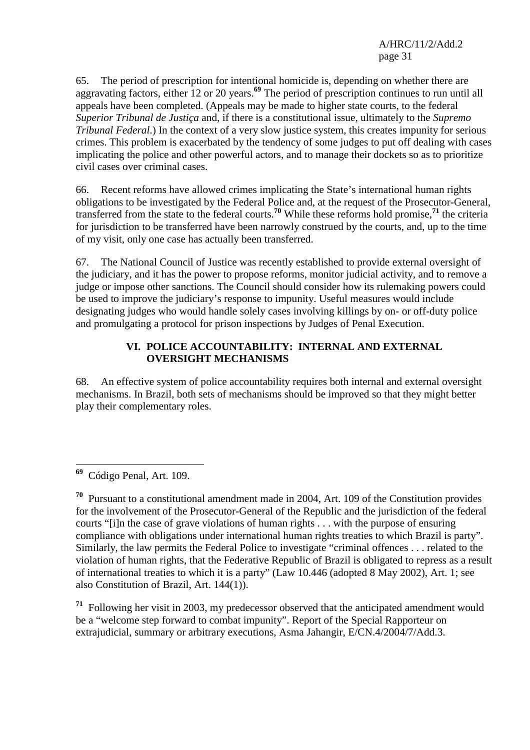65. The period of prescription for intentional homicide is, depending on whether there are aggravating factors, either 12 or 20 years.[69] The period of prescription continues to run until all appeals have been completed. (Appeals may be made to higher state courts, to the federal *Superior Tribunal de Justiça* and, if there is a constitutional issue, ultimately to the *Supremo Tribunal Federal*.) In the context of a very slow justice system, this creates impunity for serious crimes. This problem is exacerbated by the tendency of some judges to put off dealing with cases implicating the police and other powerful actors, and to manage their dockets so as to prioritize civil cases over criminal cases.

66. Recent reforms have allowed crimes implicating the State's international human rights obligations to be investigated by the Federal Police and, at the request of the Prosecutor-General, transferred from the state to the federal courts.[70] While these reforms hold promise,[71] the criteria for jurisdiction to be transferred have been narrowly construed by the courts, and, up to the time of my visit, only one case has actually been transferred.

67. The National Council of Justice was recently established to provide external oversight of the judiciary, and it has the power to propose reforms, monitor judicial activity, and to remove a judge or impose other sanctions. The Council should consider how its rulemaking powers could be used to improve the judiciary's response to impunity. Useful measures would include designating judges who would handle solely cases involving killings by on- or off-duty police and promulgating a protocol for prison inspections by Judges of Penal Execution.

## VI. POLICE ACCOUNTABILITY: INTERNAL AND EXTERNAL OVERSIGHT MECHANISMS

68. An effective system of police accountability requires both internal and external oversight mechanisms. In Brazil, both sets of mechanisms should be improved so that they might better play their complementary roles.

---

[69] Código Penal, Art. 109.

[70] Pursuant to a constitutional amendment made in 2004, Art. 109 of the Constitution provides for the involvement of the Prosecutor-General of the Republic and the jurisdiction of the federal courts "[i]n the case of grave violations of human rights . . . with the purpose of ensuring compliance with obligations under international human rights treaties to which Brazil is party". Similarly, the law permits the Federal Police to investigate "criminal offences . . . related to the violation of human rights, that the Federative Republic of Brazil is obligated to repress as a result of international treaties to which it is a party" (Law 10.446 (adopted 8 May 2002), Art. 1; see also Constitution of Brazil, Art. 144(1)).

[71] Following her visit in 2003, my predecessor observed that the anticipated amendment would be a "welcome step forward to combat impunity". Report of the Special Rapporteur on extrajudicial, summary or arbitrary executions, Asma Jahangir, E/CN.4/2004/7/Add.3.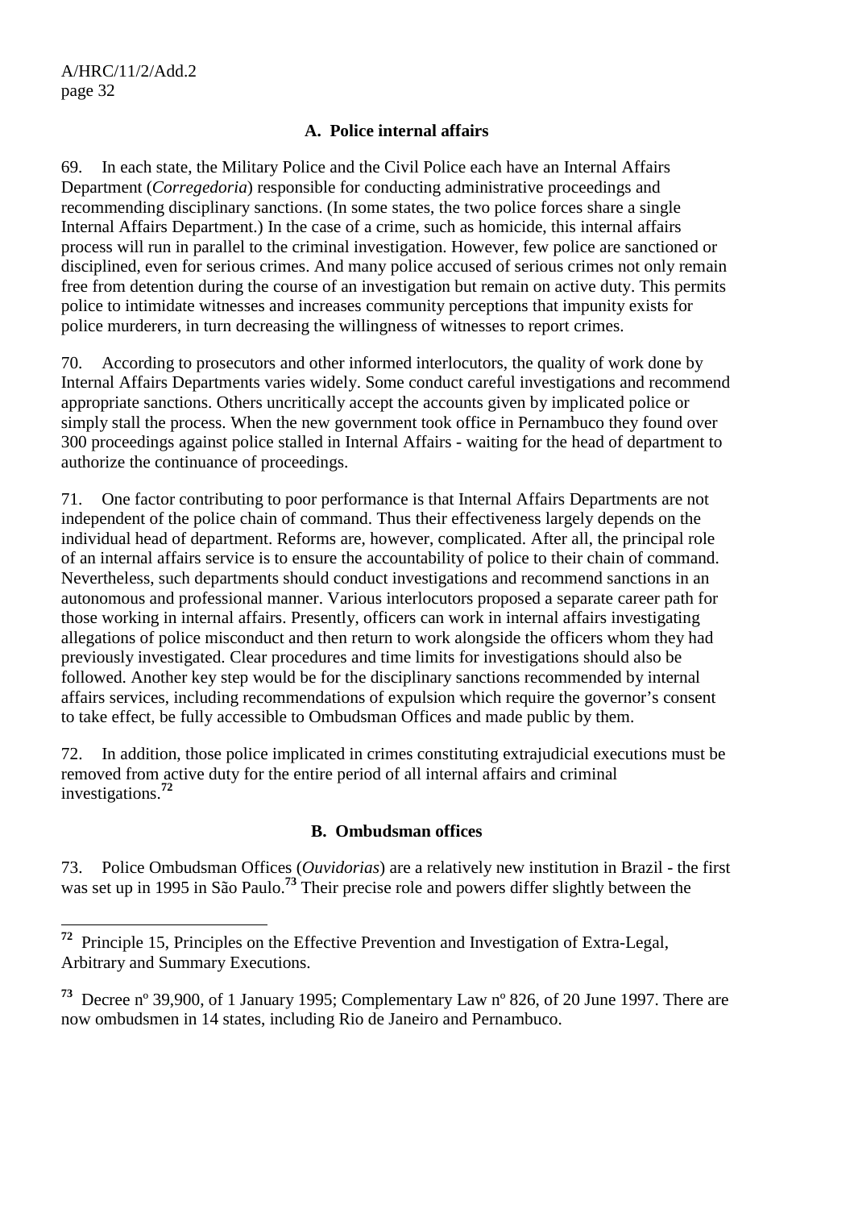### A. Police internal affairs

69. In each state, the Military Police and the Civil Police each have an Internal Affairs Department (*Corregedoria*) responsible for conducting administrative proceedings and recommending disciplinary sanctions. (In some states, the two police forces share a single Internal Affairs Department.) In the case of a crime, such as homicide, this internal affairs process will run in parallel to the criminal investigation. However, few police are sanctioned or disciplined, even for serious crimes. And many police accused of serious crimes not only remain free from detention during the course of an investigation but remain on active duty. This permits police to intimidate witnesses and increases community perceptions that impunity exists for police murderers, in turn decreasing the willingness of witnesses to report crimes.

70. According to prosecutors and other informed interlocutors, the quality of work done by Internal Affairs Departments varies widely. Some conduct careful investigations and recommend appropriate sanctions. Others uncritically accept the accounts given by implicated police or simply stall the process. When the new government took office in Pernambuco they found over 300 proceedings against police stalled in Internal Affairs - waiting for the head of department to authorize the continuance of proceedings.

71. One factor contributing to poor performance is that Internal Affairs Departments are not independent of the police chain of command. Thus their effectiveness largely depends on the individual head of department. Reforms are, however, complicated. After all, the principal role of an internal affairs service is to ensure the accountability of police to their chain of command. Nevertheless, such departments should conduct investigations and recommend sanctions in an autonomous and professional manner. Various interlocutors proposed a separate career path for those working in internal affairs. Presently, officers can work in internal affairs investigating allegations of police misconduct and then return to work alongside the officers whom they had previously investigated. Clear procedures and time limits for investigations should also be followed. Another key step would be for the disciplinary sanctions recommended by internal affairs services, including recommendations of expulsion which require the governor's consent to take effect, be fully accessible to Ombudsman Offices and made public by them.

72. In addition, those police implicated in crimes constituting extrajudicial executions must be removed from active duty for the entire period of all internal affairs and criminal investigations.[72]

### B. Ombudsman offices

73. Police Ombudsman Offices (*Ouvidorias*) are a relatively new institution in Brazil - the first was set up in 1995 in São Paulo.[73] Their precise role and powers differ slightly between the

---

[72] Principle 15, Principles on the Effective Prevention and Investigation of Extra-Legal, Arbitrary and Summary Executions.

[73] Decree nº 39,900, of 1 January 1995; Complementary Law nº 826, of 20 June 1997. There are now ombudsmen in 14 states, including Rio de Janeiro and Pernambuco.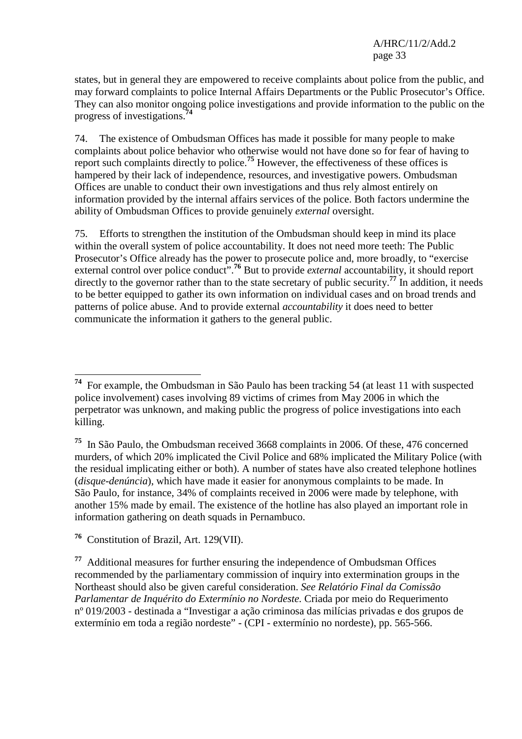states, but in general they are empowered to receive complaints about police from the public, and may forward complaints to police Internal Affairs Departments or the Public Prosecutor's Office. They can also monitor ongoing police investigations and provide information to the public on the progress of investigations.[74]

74. The existence of Ombudsman Offices has made it possible for many people to make complaints about police behavior who otherwise would not have done so for fear of having to report such complaints directly to police.[75] However, the effectiveness of these offices is hampered by their lack of independence, resources, and investigative powers. Ombudsman Offices are unable to conduct their own investigations and thus rely almost entirely on information provided by the internal affairs services of the police. Both factors undermine the ability of Ombudsman Offices to provide genuinely *external* oversight.

75. Efforts to strengthen the institution of the Ombudsman should keep in mind its place within the overall system of police accountability. It does not need more teeth: The Public Prosecutor's Office already has the power to prosecute police and, more broadly, to "exercise external control over police conduct".[76] But to provide *external* accountability, it should report directly to the governor rather than to the state secretary of public security.[77] In addition, it needs to be better equipped to gather its own information on individual cases and on broad trends and patterns of police abuse. And to provide external *accountability* it does need to better communicate the information it gathers to the general public.

---

[74] For example, the Ombudsman in São Paulo has been tracking 54 (at least 11 with suspected police involvement) cases involving 89 victims of crimes from May 2006 in which the perpetrator was unknown, and making public the progress of police investigations into each killing.

[75] In São Paulo, the Ombudsman received 3668 complaints in 2006. Of these, 476 concerned murders, of which 20% implicated the Civil Police and 68% implicated the Military Police (with the residual implicating either or both). A number of states have also created telephone hotlines (*disque-denúncia*), which have made it easier for anonymous complaints to be made. In São Paulo, for instance, 34% of complaints received in 2006 were made by telephone, with another 15% made by email. The existence of the hotline has also played an important role in information gathering on death squads in Pernambuco.

[76] Constitution of Brazil, Art. 129(VII).

[77] Additional measures for further ensuring the independence of Ombudsman Offices recommended by the parliamentary commission of inquiry into extermination groups in the Northeast should also be given careful consideration. *See Relatório Final da Comissão Parlamentar de Inquérito do Extermínio no Nordeste.* Criada por meio do Requerimento nº 019/2003 - destinada a "Investigar a ação criminosa das milícias privadas e dos grupos de extermínio em toda a região nordeste" - (CPI - extermínio no nordeste), pp. 565-566.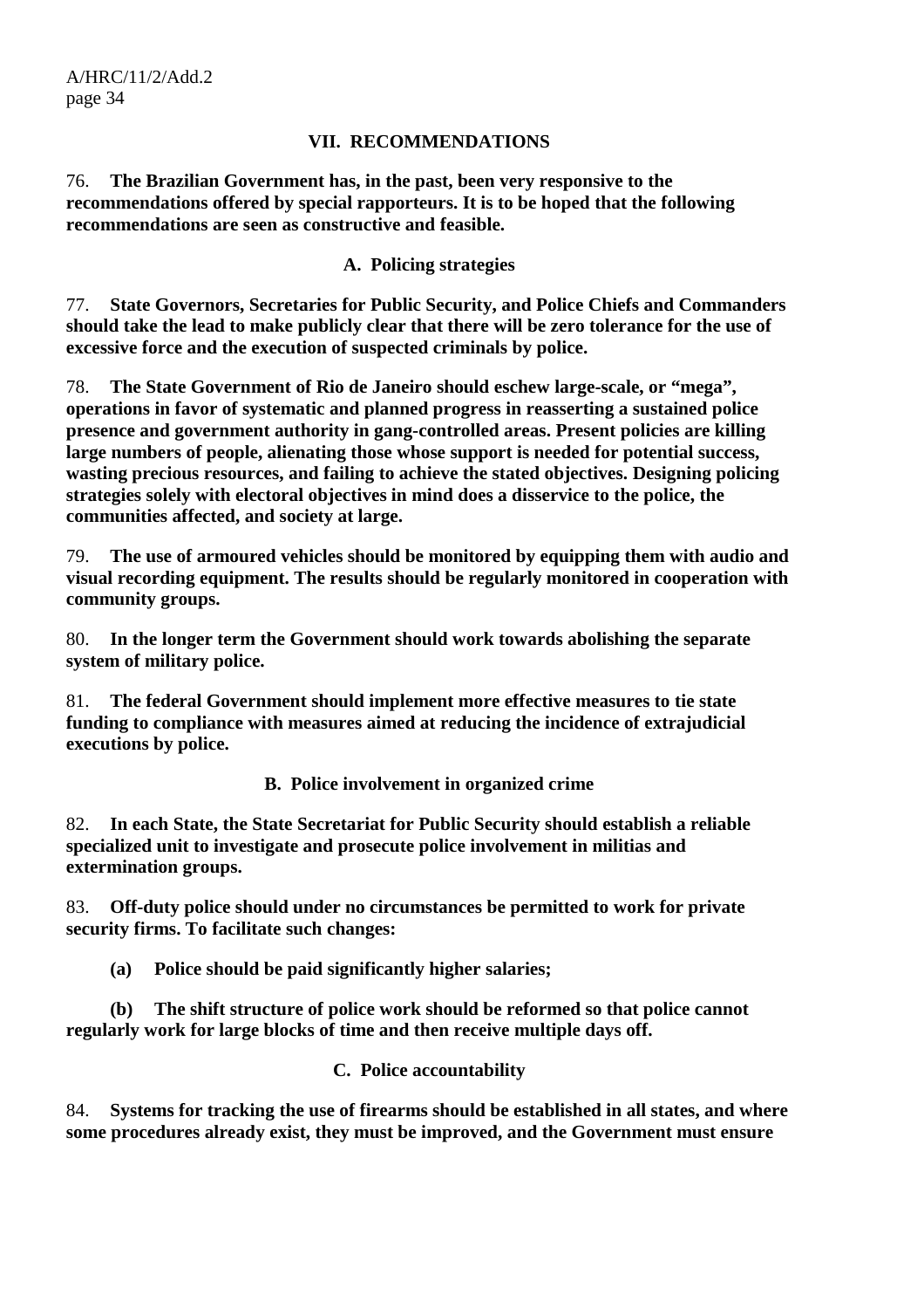## VII. RECOMMENDATIONS

76. **The Brazilian Government has, in the past, been very responsive to the recommendations offered by special rapporteurs. It is to be hoped that the following recommendations are seen as constructive and feasible.**

### A. Policing strategies

77. **State Governors, Secretaries for Public Security, and Police Chiefs and Commanders should take the lead to make publicly clear that there will be zero tolerance for the use of excessive force and the execution of suspected criminals by police.**

78. **The State Government of Rio de Janeiro should eschew large-scale, or "mega", operations in favor of systematic and planned progress in reasserting a sustained police presence and government authority in gang-controlled areas. Present policies are killing large numbers of people, alienating those whose support is needed for potential success, wasting precious resources, and failing to achieve the stated objectives. Designing policing strategies solely with electoral objectives in mind does a disservice to the police, the communities affected, and society at large.**

79. **The use of armoured vehicles should be monitored by equipping them with audio and visual recording equipment. The results should be regularly monitored in cooperation with community groups.**

80. **In the longer term the Government should work towards abolishing the separate system of military police.**

81. **The federal Government should implement more effective measures to tie state funding to compliance with measures aimed at reducing the incidence of extrajudicial executions by police.**

### B. Police involvement in organized crime

82. **In each State, the State Secretariat for Public Security should establish a reliable specialized unit to investigate and prosecute police involvement in militias and extermination groups.**

83. **Off-duty police should under no circumstances be permitted to work for private security firms. To facilitate such changes:**

**(a) Police should be paid significantly higher salaries;**

**(b) The shift structure of police work should be reformed so that police cannot regularly work for large blocks of time and then receive multiple days off.**

### C. Police accountability

84. **Systems for tracking the use of firearms should be established in all states, and where some procedures already exist, they must be improved, and the Government must ensure**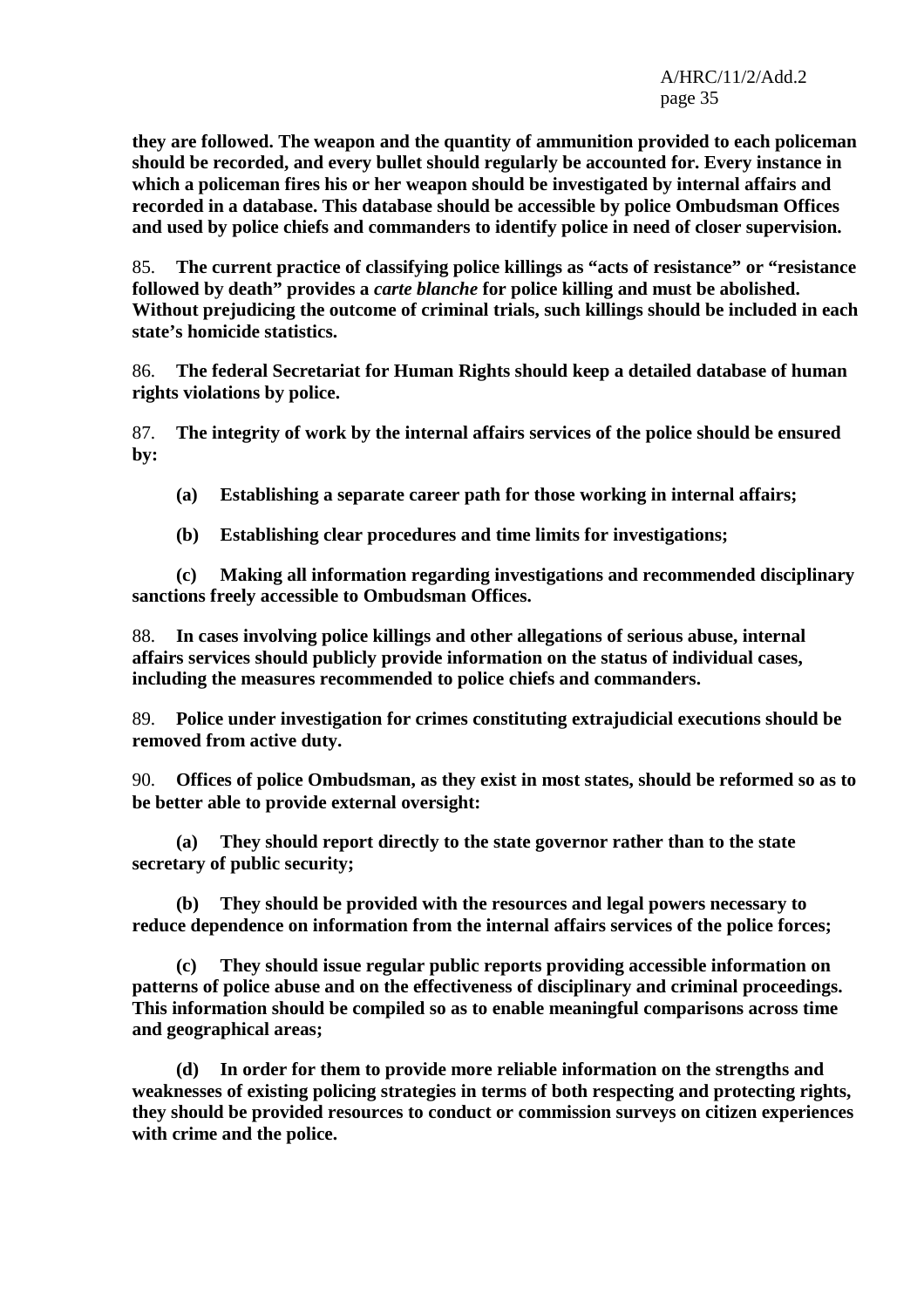**they are followed. The weapon and the quantity of ammunition provided to each policeman should be recorded, and every bullet should regularly be accounted for. Every instance in which a policeman fires his or her weapon should be investigated by internal affairs and recorded in a database. This database should be accessible by police Ombudsman Offices and used by police chiefs and commanders to identify police in need of closer supervision.**

85. **The current practice of classifying police killings as "acts of resistance" or "resistance followed by death" provides a *carte blanche* for police killing and must be abolished. Without prejudicing the outcome of criminal trials, such killings should be included in each state's homicide statistics.**

86. **The federal Secretariat for Human Rights should keep a detailed database of human rights violations by police.**

87. **The integrity of work by the internal affairs services of the police should be ensured by:**

**(a) Establishing a separate career path for those working in internal affairs;**

**(b) Establishing clear procedures and time limits for investigations;**

**(c) Making all information regarding investigations and recommended disciplinary sanctions freely accessible to Ombudsman Offices.**

88. **In cases involving police killings and other allegations of serious abuse, internal affairs services should publicly provide information on the status of individual cases, including the measures recommended to police chiefs and commanders.**

89. **Police under investigation for crimes constituting extrajudicial executions should be removed from active duty.**

90. **Offices of police Ombudsman, as they exist in most states, should be reformed so as to be better able to provide external oversight:**

**(a) They should report directly to the state governor rather than to the state secretary of public security;**

**(b) They should be provided with the resources and legal powers necessary to reduce dependence on information from the internal affairs services of the police forces;**

**(c) They should issue regular public reports providing accessible information on patterns of police abuse and on the effectiveness of disciplinary and criminal proceedings. This information should be compiled so as to enable meaningful comparisons across time and geographical areas;**

**(d) In order for them to provide more reliable information on the strengths and weaknesses of existing policing strategies in terms of both respecting and protecting rights, they should be provided resources to conduct or commission surveys on citizen experiences with crime and the police.**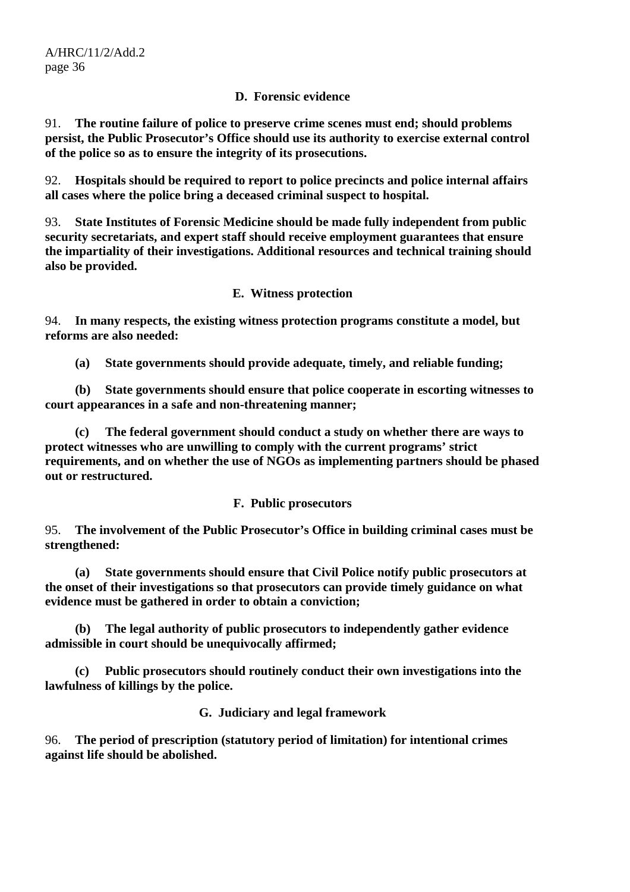### D. Forensic evidence

91. **The routine failure of police to preserve crime scenes must end; should problems persist, the Public Prosecutor's Office should use its authority to exercise external control of the police so as to ensure the integrity of its prosecutions.**

92. **Hospitals should be required to report to police precincts and police internal affairs all cases where the police bring a deceased criminal suspect to hospital.**

93. **State Institutes of Forensic Medicine should be made fully independent from public security secretariats, and expert staff should receive employment guarantees that ensure the impartiality of their investigations. Additional resources and technical training should also be provided.**

### E. Witness protection

94. **In many respects, the existing witness protection programs constitute a model, but reforms are also needed:**

**(a) State governments should provide adequate, timely, and reliable funding;**

**(b) State governments should ensure that police cooperate in escorting witnesses to court appearances in a safe and non-threatening manner;**

**(c) The federal government should conduct a study on whether there are ways to protect witnesses who are unwilling to comply with the current programs' strict requirements, and on whether the use of NGOs as implementing partners should be phased out or restructured.**

### F. Public prosecutors

95. **The involvement of the Public Prosecutor's Office in building criminal cases must be strengthened:**

**(a) State governments should ensure that Civil Police notify public prosecutors at the onset of their investigations so that prosecutors can provide timely guidance on what evidence must be gathered in order to obtain a conviction;**

**(b) The legal authority of public prosecutors to independently gather evidence admissible in court should be unequivocally affirmed;**

**(c) Public prosecutors should routinely conduct their own investigations into the lawfulness of killings by the police.**

### G. Judiciary and legal framework

96. **The period of prescription (statutory period of limitation) for intentional crimes against life should be abolished.**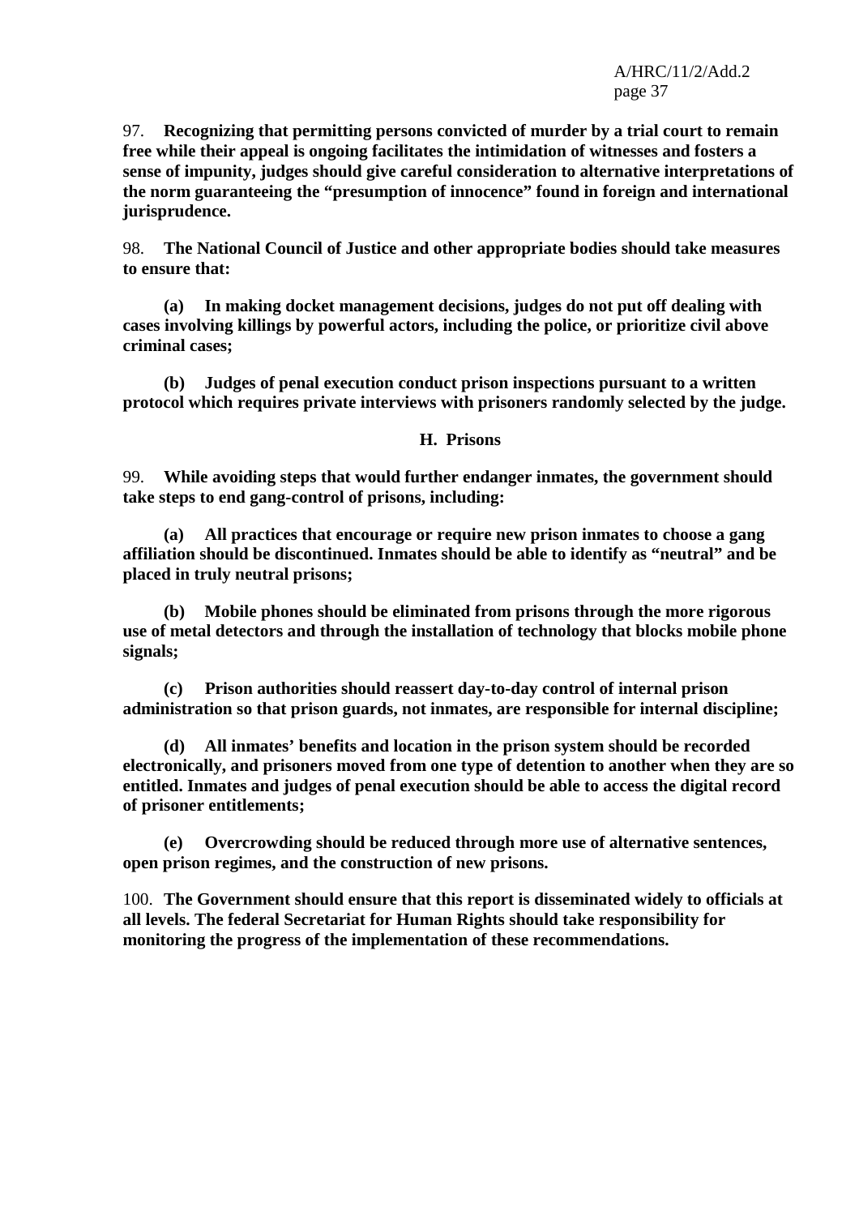97. **Recognizing that permitting persons convicted of murder by a trial court to remain free while their appeal is ongoing facilitates the intimidation of witnesses and fosters a sense of impunity, judges should give careful consideration to alternative interpretations of the norm guaranteeing the "presumption of innocence" found in foreign and international jurisprudence.**

98. **The National Council of Justice and other appropriate bodies should take measures to ensure that:**

**(a) In making docket management decisions, judges do not put off dealing with cases involving killings by powerful actors, including the police, or prioritize civil above criminal cases;**

**(b) Judges of penal execution conduct prison inspections pursuant to a written protocol which requires private interviews with prisoners randomly selected by the judge.**

### H. Prisons

99. **While avoiding steps that would further endanger inmates, the government should take steps to end gang-control of prisons, including:**

**(a) All practices that encourage or require new prison inmates to choose a gang affiliation should be discontinued. Inmates should be able to identify as "neutral" and be placed in truly neutral prisons;**

**(b) Mobile phones should be eliminated from prisons through the more rigorous use of metal detectors and through the installation of technology that blocks mobile phone signals;**

**(c) Prison authorities should reassert day-to-day control of internal prison administration so that prison guards, not inmates, are responsible for internal discipline;**

**(d) All inmates' benefits and location in the prison system should be recorded electronically, and prisoners moved from one type of detention to another when they are so entitled. Inmates and judges of penal execution should be able to access the digital record of prisoner entitlements;**

**(e) Overcrowding should be reduced through more use of alternative sentences, open prison regimes, and the construction of new prisons.**

100. **The Government should ensure that this report is disseminated widely to officials at all levels. The federal Secretariat for Human Rights should take responsibility for monitoring the progress of the implementation of these recommendations.**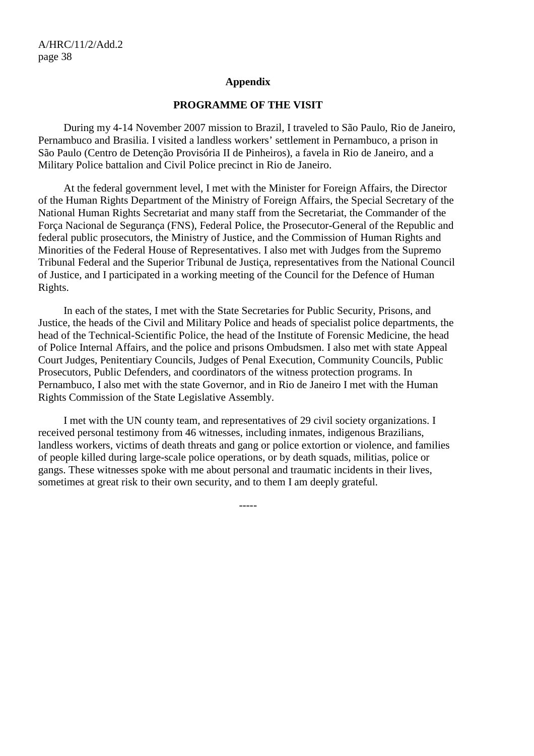**Appendix**

**PROGRAMME OF THE VISIT**

During my 4-14 November 2007 mission to Brazil, I traveled to São Paulo, Rio de Janeiro, Pernambuco and Brasilia. I visited a landless workers' settlement in Pernambuco, a prison in São Paulo (Centro de Detenção Provisória II de Pinheiros), a favela in Rio de Janeiro, and a Military Police battalion and Civil Police precinct in Rio de Janeiro.

At the federal government level, I met with the Minister for Foreign Affairs, the Director of the Human Rights Department of the Ministry of Foreign Affairs, the Special Secretary of the National Human Rights Secretariat and many staff from the Secretariat, the Commander of the Força Nacional de Segurança (FNS), Federal Police, the Prosecutor-General of the Republic and federal public prosecutors, the Ministry of Justice, and the Commission of Human Rights and Minorities of the Federal House of Representatives. I also met with Judges from the Supremo Tribunal Federal and the Superior Tribunal de Justiça, representatives from the National Council of Justice, and I participated in a working meeting of the Council for the Defence of Human Rights.

In each of the states, I met with the State Secretaries for Public Security, Prisons, and Justice, the heads of the Civil and Military Police and heads of specialist police departments, the head of the Technical-Scientific Police, the head of the Institute of Forensic Medicine, the head of Police Internal Affairs, and the police and prisons Ombudsmen. I also met with state Appeal Court Judges, Penitentiary Councils, Judges of Penal Execution, Community Councils, Public Prosecutors, Public Defenders, and coordinators of the witness protection programs. In Pernambuco, I also met with the state Governor, and in Rio de Janeiro I met with the Human Rights Commission of the State Legislative Assembly.

I met with the UN county team, and representatives of 29 civil society organizations. I received personal testimony from 46 witnesses, including inmates, indigenous Brazilians, landless workers, victims of death threats and gang or police extortion or violence, and families of people killed during large-scale police operations, or by death squads, militias, police or gangs. These witnesses spoke with me about personal and traumatic incidents in their lives, sometimes at great risk to their own security, and to them I am deeply grateful.

-----